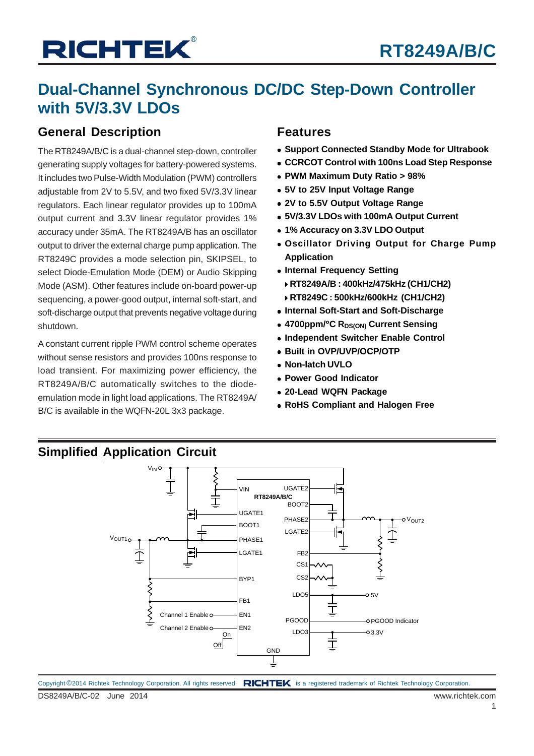# RT8249A/B/C

# Dual-Channel Synchronous DC/DC Step-Down Controller with 5V/3.3V LDOs

## General Description

The RT8249A/B/C is a dual-channel step-down, controller generating supply voltages for battery-powered systems. It includes two Pulse-Width Modulation (PWM) controllers adjustable from 2V to 5.5V, and two fixed 5V/3.3V linear regulators. Each linear regulator provides up to 100mA output current and 3.3V linear regulator provides 1% accuracy under 35mA. The RT8249A/B has an oscillator output to driver the external charge pump application. The RT8249C provides a mode selection pin, SKIPSEL, to select Diode-Emulation Mode (DEM) or Audio Skipping Mode (ASM). Other features include on-board power-up sequencing, a power-good output, internal soft-start, and soft-discharge output that prevents negative voltage during shutdown.

A constant current ripple PWM control scheme operates without sense resistors and provides 100ns response to load transient. For maximizing power efficiency, the RT8249A/B/C automatically switches to the diode-emulation mode in light load applications. The RT8249A/B/C is available in the WQFN-20L 3x3 package.

## Features

- **Support Connected Standby Mode for Ultrabook**
- **CCRCOT Control with 100ns Load Step Response**
- **PWM Maximum Duty Ratio > 98%**
- **5V to 25V Input Voltage Range**
- **2V to 5.5V Output Voltage Range**
- **5V/3.3V LDOs with 100mA Output Current**
- **1% Accuracy on 3.3V LDO Output**
- **Oscillator Driving Output for Charge Pump Application**
- **Internal Frequency Setting**
  - **RT8249A/B : 400kHz/475kHz (CH1/CH2)**
  - **RT8249C : 500kHz/600kHz (CH1/CH2)**
- **Internal Soft-Start and Soft-Discharge**
- **4700ppm/°C $R_{DS(ON)}$ Current Sensing**
- **Independent Switcher Enable Control**
- **Built in OVP/UVP/OCP/OTP**
- **Non-latch UVLO**
- **Power Good Indicator**
- **20-Lead WQFN Package**
- **RoHS Compliant and Halogen Free**

## Simplified Application Circuit

VIN
RT8249A/B/C
UGATE2
BOOT2
UGATE1
BOOT1
PHASE2
LGATE2
VOUT2
VOUT1
PHASE1
LGATE1
FB2
CS1
CS2
BYP1
LDO5
5V
FB1
Channel 1 Enable
EN1
Channel 2 Enable
EN2
On
Off
PGOOD
PGOOD Indicator
LDO3
3.3V
GND

DS8249A/B/C-02 June 2014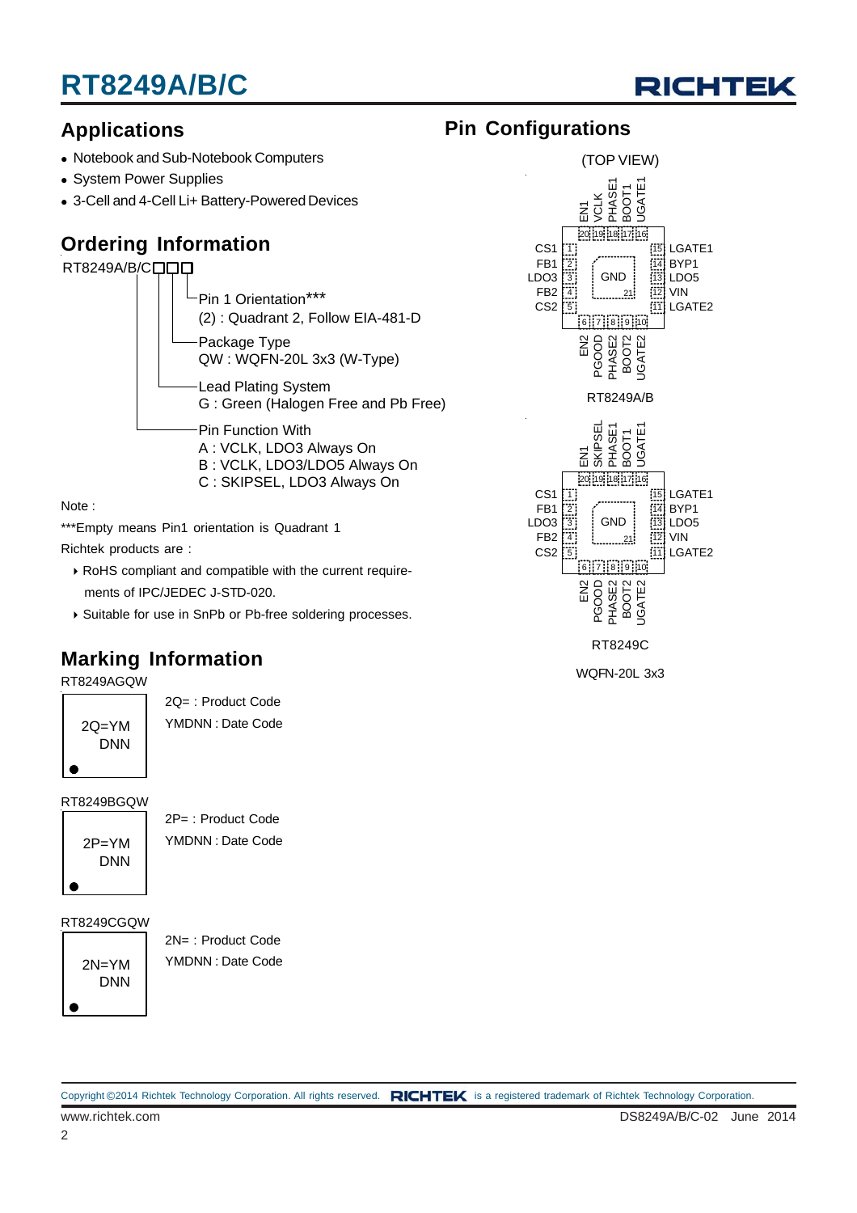## Applications

- Notebook and Sub-Notebook Computers
- System Power Supplies
- 3-Cell and 4-Cell Li+ Battery-Powered Devices

## Ordering Information

RT8249A/B/C□□□

- Pin 1 Orientation***
  (2) : Quadrant 2, Follow EIA-481-D
- Package Type
  QW : WQFN-20L 3x3 (W-Type)
- Lead Plating System
  G : Green (Halogen Free and Pb Free)
- Pin Function With
  A : VCLK, LDO3 Always On
  B : VCLK, LDO3/LDO5 Always On
  C : SKIPSEL, LDO3 Always On

Note :

***Empty means Pin1 orientation is Quadrant 1

Richtek products are :

- RoHS compliant and compatible with the current requirements of IPC/JEDEC J-STD-020.
- Suitable for use in SnPb or Pb-free soldering processes.

## Marking Information

RT8249AGQW

2Q=YM
DNN

2Q= : Product Code
YMDNN : Date Code

RT8249BGQW

2P=YM
DNN

2P= : Product Code
YMDNN : Date Code

RT8249CGQW

2N=YM
DNN

2N= : Product Code
YMDNN : Date Code

## Pin Configurations

(TOP VIEW)

EN1 VCLK PHASE1 BOOT1 UGATE1
20 19 18 17 16

CS1 1 | 15 LGATE1
FB1 2 | 14 BYP1
LDO3 3 | GND 21 | 13 LDO5
FB2 4 | 12 VIN
CS2 5 | 11 LGATE2

6 7 8 9 10
EN2 PGOOD PHASE2 BOOT2 UGATE2

RT8249A/B

EN1 SKIPSEL PHASE1 BOOT1 UGATE1
20 19 18 17 16

CS1 1 | 15 LGATE1
FB1 2 | 14 BYP1
LDO3 3 | GND 21 | 13 LDO5
FB2 4 | 12 VIN
CS2 5 | 11 LGATE2

6 7 8 9 10
EN2 PGOOD PHASE2 BOOT2 UGATE2

RT8249C

WQFN-20L 3x3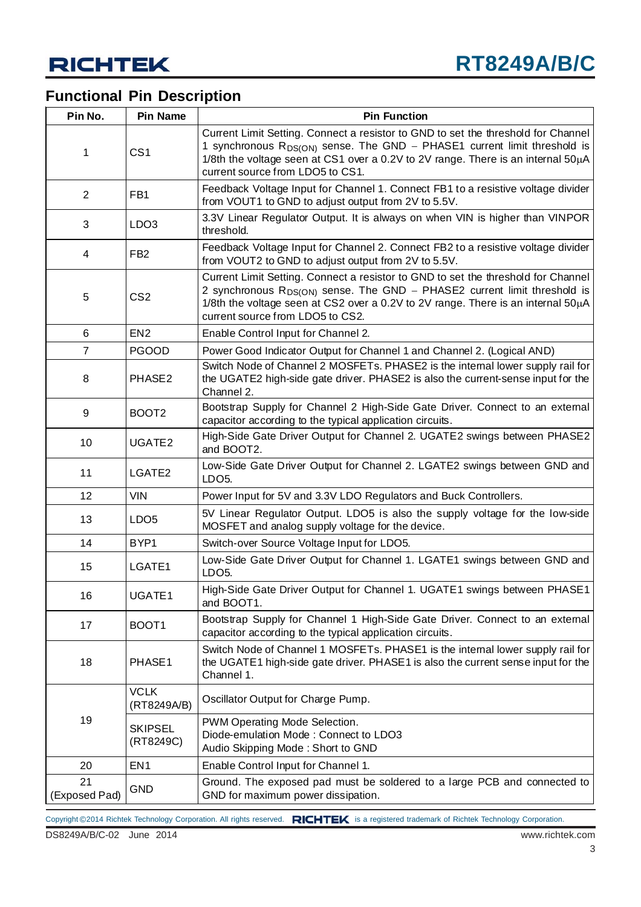## Functional Pin Description

| Pin No. | Pin Name | Pin Function |
|---|---|---|
| 1 | CS1 | Current Limit Setting. Connect a resistor to GND to set the threshold for Channel 1 synchronous $R_{DS(ON)}$ sense. The GND − PHASE1 current limit threshold is 1/8th the voltage seen at CS1 over a 0.2V to 2V range. There is an internal 50μA current source from LDO5 to CS1. |
| 2 | FB1 | Feedback Voltage Input for Channel 1. Connect FB1 to a resistive voltage divider from VOUT1 to GND to adjust output from 2V to 5.5V. |
| 3 | LDO3 | 3.3V Linear Regulator Output. It is always on when VIN is higher than VINPOR threshold. |
| 4 | FB2 | Feedback Voltage Input for Channel 2. Connect FB2 to a resistive voltage divider from VOUT2 to GND to adjust output from 2V to 5.5V. |
| 5 | CS2 | Current Limit Setting. Connect a resistor to GND to set the threshold for Channel 2 synchronous $R_{DS(ON)}$ sense. The GND − PHASE2 current limit threshold is 1/8th the voltage seen at CS2 over a 0.2V to 2V range. There is an internal 50μA current source from LDO5 to CS2. |
| 6 | EN2 | Enable Control Input for Channel 2. |
| 7 | PGOOD | Power Good Indicator Output for Channel 1 and Channel 2. (Logical AND) |
| 8 | PHASE2 | Switch Node of Channel 2 MOSFETs. PHASE2 is the internal lower supply rail for the UGATE2 high-side gate driver. PHASE2 is also the current-sense input for the Channel 2. |
| 9 | BOOT2 | Bootstrap Supply for Channel 2 High-Side Gate Driver. Connect to an external capacitor according to the typical application circuits. |
| 10 | UGATE2 | High-Side Gate Driver Output for Channel 2. UGATE2 swings between PHASE2 and BOOT2. |
| 11 | LGATE2 | Low-Side Gate Driver Output for Channel 2. LGATE2 swings between GND and LDO5. |
| 12 | VIN | Power Input for 5V and 3.3V LDO Regulators and Buck Controllers. |
| 13 | LDO5 | 5V Linear Regulator Output. LDO5 is also the supply voltage for the low-side MOSFET and analog supply voltage for the device. |
| 14 | BYP1 | Switch-over Source Voltage Input for LDO5. |
| 15 | LGATE1 | Low-Side Gate Driver Output for Channel 1. LGATE1 swings between GND and LDO5. |
| 16 | UGATE1 | High-Side Gate Driver Output for Channel 1. UGATE1 swings between PHASE1 and BOOT1. |
| 17 | BOOT1 | Bootstrap Supply for Channel 1 High-Side Gate Driver. Connect to an external capacitor according to the typical application circuits. |
| 18 | PHASE1 | Switch Node of Channel 1 MOSFETs. PHASE1 is the internal lower supply rail for the UGATE1 high-side gate driver. PHASE1 is also the current sense input for the Channel 1. |
| 19 | VCLK (RT8249A/B) | Oscillator Output for Charge Pump. |
| | SKIPSEL (RT8249C) | PWM Operating Mode Selection.<br>Diode-emulation Mode : Connect to LDO3<br>Audio Skipping Mode : Short to GND |
| 20 | EN1 | Enable Control Input for Channel 1. |
| 21 (Exposed Pad) | GND | Ground. The exposed pad must be soldered to a large PCB and connected to GND for maximum power dissipation. |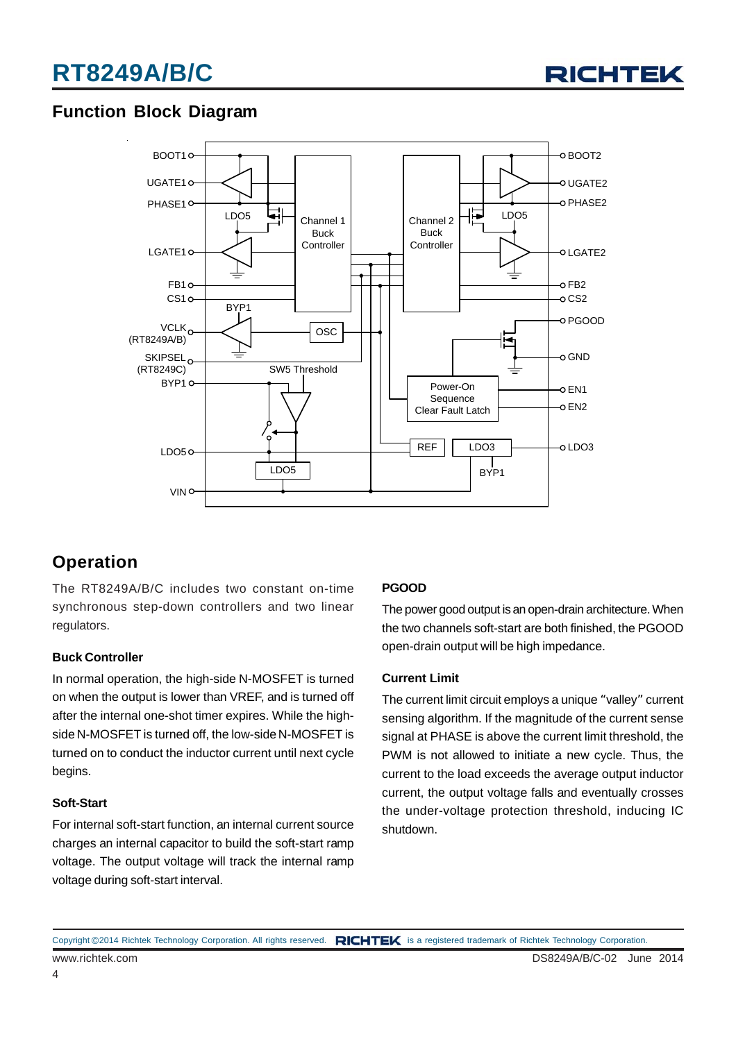## Function Block Diagram

BOOT1
UGATE1
PHASE1
LDO5
Channel 1 Buck Controller
Channel 2 Buck Controller
LDO5
BOOT2
UGATE2
PHASE2
LGATE1
LGATE2
FB1
CS1
FB2
CS2
BYP1
VCLK (RT8249A/B)
OSC
PGOOD
SKIPSEL (RT8249C)
GND
SW5 Threshold
BYP1
Power-On Sequence Clear Fault Latch
EN1
EN2
REF
LDO3
LDO3
LDO5
LDO5
BYP1
VIN

## Operation

The RT8249A/B/C includes two constant on-time synchronous step-down controllers and two linear regulators.

### Buck Controller

In normal operation, the high-side N-MOSFET is turned on when the output is lower than VREF, and is turned off after the internal one-shot timer expires. While the high-side N-MOSFET is turned off, the low-side N-MOSFET is turned on to conduct the inductor current until next cycle begins.

### Soft-Start

For internal soft-start function, an internal current source charges an internal capacitor to build the soft-start ramp voltage. The output voltage will track the internal ramp voltage during soft-start interval.

### PGOOD

The power good output is an open-drain architecture. When the two channels soft-start are both finished, the PGOOD open-drain output will be high impedance.

### Current Limit

The current limit circuit employs a unique "valley" current sensing algorithm. If the magnitude of the current sense signal at PHASE is above the current limit threshold, the PWM is not allowed to initiate a new cycle. Thus, the current to the load exceeds the average output inductor current, the output voltage falls and eventually crosses the under-voltage protection threshold, inducing IC shutdown.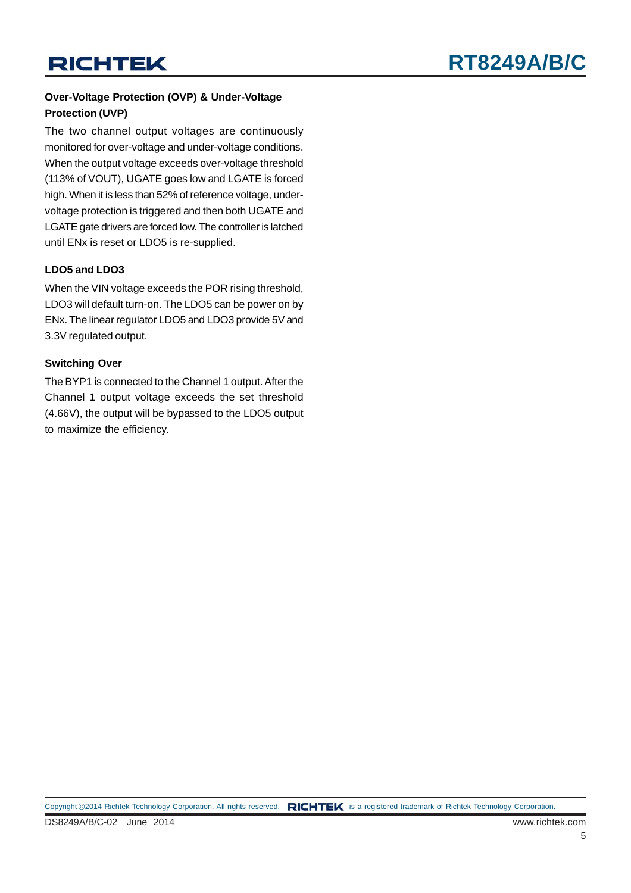### Over-Voltage Protection (OVP) & Under-Voltage Protection (UVP)

The two channel output voltages are continuously monitored for over-voltage and under-voltage conditions. When the output voltage exceeds over-voltage threshold (113% of VOUT), UGATE goes low and LGATE is forced high. When it is less than 52% of reference voltage, under-voltage protection is triggered and then both UGATE and LGATE gate drivers are forced low. The controller is latched until ENx is reset or LDO5 is re-supplied.

### LDO5 and LDO3

When the VIN voltage exceeds the POR rising threshold, LDO3 will default turn-on. The LDO5 can be power on by ENx. The linear regulator LDO5 and LDO3 provide 5V and 3.3V regulated output.

### Switching Over

The BYP1 is connected to the Channel 1 output. After the Channel 1 output voltage exceeds the set threshold (4.66V), the output will be bypassed to the LDO5 output to maximize the efficiency.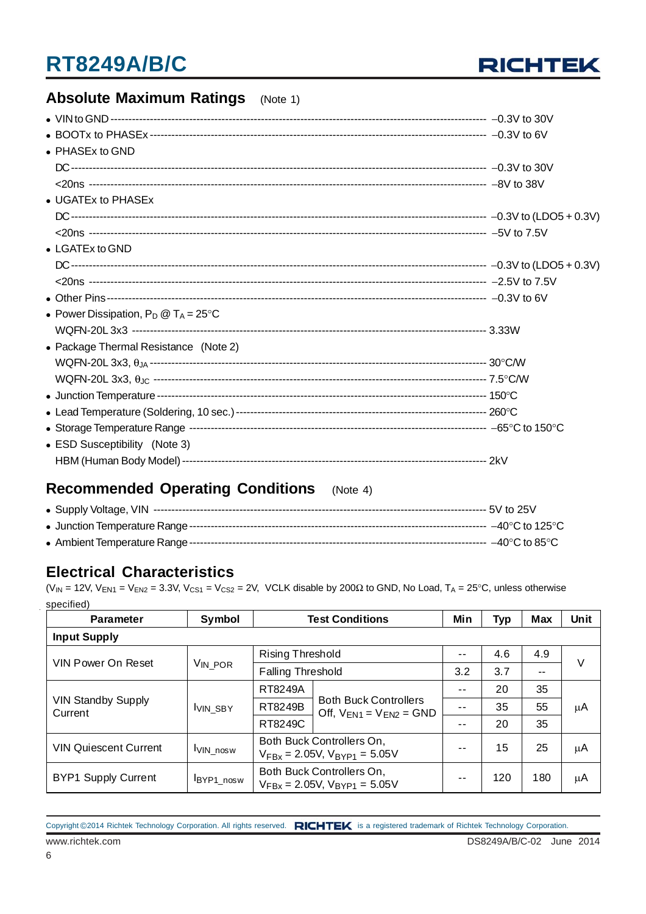## Absolute Maximum Ratings (Note 1)

- VIN to GND ---------- −0.3V to 30V
- BOOTx to PHASEx ---------- −0.3V to 6V
- PHASEx to GND
  - DC ---------- −0.3V to 30V
  - <20ns ---------- −8V to 38V
- UGATEx to PHASEx
  - DC ---------- −0.3V to (LDO5 + 0.3V)
  - <20ns ---------- −5V to 7.5V
- LGATEx to GND
  - DC ---------- −0.3V to (LDO5 + 0.3V)
  - <20ns ---------- −2.5V to 7.5V
- Other Pins ---------- −0.3V to 6V
- Power Dissipation, $P_D$ @ $T_A$ = 25°C
  - WQFN-20L 3x3 ---------- 3.33W
- Package Thermal Resistance (Note 2)
  - WQFN-20L 3x3, $\theta_{JA}$ ---------- 30°C/W
  - WQFN-20L 3x3, $\theta_{JC}$ ---------- 7.5°C/W
- Junction Temperature ---------- 150°C
- Lead Temperature (Soldering, 10 sec.) ---------- 260°C
- Storage Temperature Range ---------- −65°C to 150°C
- ESD Susceptibility (Note 3)
  - HBM (Human Body Model) ---------- 2kV

## Recommended Operating Conditions (Note 4)

- Supply Voltage, VIN ---------- 5V to 25V
- Junction Temperature Range ---------- −40°C to 125°C
- Ambient Temperature Range ---------- −40°C to 85°C

## Electrical Characteristics

($V_{IN}$ = 12V, $V_{EN1}$ = $V_{EN2}$ = 3.3V, $V_{CS1}$ = $V_{CS2}$ = 2V, VCLK disable by 200Ω to GND, No Load, $T_A$ = 25°C, unless otherwise specified)

| Parameter | Symbol | Test Conditions | | Min | Typ | Max | Unit |
|---|---|---|---|---|---|---|---|
| **Input Supply** | | | | | | | |
| VIN Power On Reset | $V_{IN\_POR}$ | Rising Threshold | | -- | 4.6 | 4.9 | V |
| | | Falling Threshold | | 3.2 | 3.7 | -- | |
| VIN Standby Supply Current | $I_{VIN\_SBY}$ | RT8249A | Both Buck Controllers Off, $V_{EN1}$ = $V_{EN2}$ = GND | -- | 20 | 35 | μA |
| | | RT8249B | | -- | 35 | 55 | |
| | | RT8249C | | -- | 20 | 35 | |
| VIN Quiescent Current | $I_{VIN\_nosw}$ | Both Buck Controllers On, $V_{FBx}$ = 2.05V, $V_{BYP1}$ = 5.05V | | -- | 15 | 25 | μA |
| BYP1 Supply Current | $I_{BYP1\_nosw}$ | Both Buck Controllers On, $V_{FBx}$ = 2.05V, $V_{BYP1}$ = 5.05V | | -- | 120 | 180 | μA |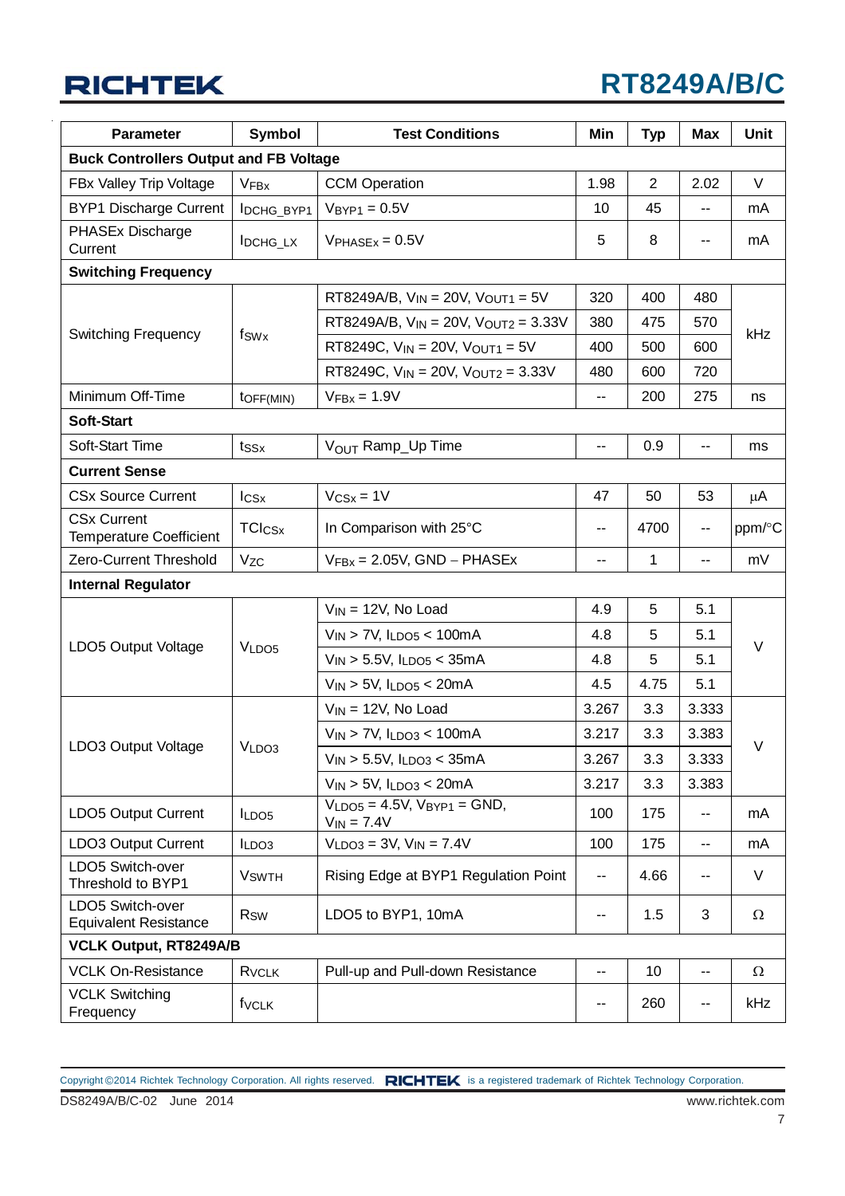| Parameter | Symbol | Test Conditions | Min | Typ | Max | Unit |
|---|---|---|---|---|---|---|
| **Buck Controllers Output and FB Voltage** | | | | | | |
| FBx Valley Trip Voltage | $V_{FBx}$ | CCM Operation | 1.98 | 2 | 2.02 | V |
| BYP1 Discharge Current | $I_{DCHG\_BYP1}$ | $V_{BYP1}$ = 0.5V | 10 | 45 | -- | mA |
| PHASEx Discharge Current | $I_{DCHG\_LX}$ | $V_{PHASEx}$ = 0.5V | 5 | 8 | -- | mA |
| **Switching Frequency** | | | | | | |
| Switching Frequency | $f_{SWx}$ | RT8249A/B, $V_{IN}$ = 20V, $V_{OUT1}$ = 5V | 320 | 400 | 480 | kHz |
| | | RT8249A/B, $V_{IN}$ = 20V, $V_{OUT2}$ = 3.33V | 380 | 475 | 570 | |
| | | RT8249C, $V_{IN}$ = 20V, $V_{OUT1}$ = 5V | 400 | 500 | 600 | |
| | | RT8249C, $V_{IN}$ = 20V, $V_{OUT2}$ = 3.33V | 480 | 600 | 720 | |
| Minimum Off-Time | $t_{OFF(MIN)}$ | $V_{FBx}$ = 1.9V | -- | 200 | 275 | ns |
| **Soft-Start** | | | | | | |
| Soft-Start Time | $t_{SSx}$ | $V_{OUT}$ Ramp_Up Time | -- | 0.9 | -- | ms |
| **Current Sense** | | | | | | |
| CSx Source Current | $I_{CSx}$ | $V_{CSx}$ = 1V | 47 | 50 | 53 | μA |
| CSx Current Temperature Coefficient | $TCI_{CSx}$ | In Comparison with 25°C | -- | 4700 | -- | ppm/°C |
| Zero-Current Threshold | $V_{ZC}$ | $V_{FBx}$ = 2.05V, GND − PHASEx | -- | 1 | -- | mV |
| **Internal Regulator** | | | | | | |
| LDO5 Output Voltage | $V_{LDO5}$ | $V_{IN}$ = 12V, No Load | 4.9 | 5 | 5.1 | V |
| | | $V_{IN}$ > 7V, $I_{LDO5}$ < 100mA | 4.8 | 5 | 5.1 | |
| | | $V_{IN}$ > 5.5V, $I_{LDO5}$ < 35mA | 4.8 | 5 | 5.1 | |
| | | $V_{IN}$ > 5V, $I_{LDO5}$ < 20mA | 4.5 | 4.75 | 5.1 | |
| LDO3 Output Voltage | $V_{LDO3}$ | $V_{IN}$ = 12V, No Load | 3.267 | 3.3 | 3.333 | V |
| | | $V_{IN}$ > 7V, $I_{LDO3}$ < 100mA | 3.217 | 3.3 | 3.383 | |
| | | $V_{IN}$ > 5.5V, $I_{LDO3}$ < 35mA | 3.267 | 3.3 | 3.333 | |
| | | $V_{IN}$ > 5V, $I_{LDO3}$ < 20mA | 3.217 | 3.3 | 3.383 | |
| LDO5 Output Current | $I_{LDO5}$ | $V_{LDO5}$ = 4.5V, $V_{BYP1}$ = GND, $V_{IN}$ = 7.4V | 100 | 175 | -- | mA |
| LDO3 Output Current | $I_{LDO3}$ | $V_{LDO3}$ = 3V, $V_{IN}$ = 7.4V | 100 | 175 | -- | mA |
| LDO5 Switch-over Threshold to BYP1 | $V_{SWTH}$ | Rising Edge at BYP1 Regulation Point | -- | 4.66 | -- | V |
| LDO5 Switch-over Equivalent Resistance | $R_{SW}$ | LDO5 to BYP1, 10mA | -- | 1.5 | 3 | Ω |
| **VCLK Output, RT8249A/B** | | | | | | |
| VCLK On-Resistance | $R_{VCLK}$ | Pull-up and Pull-down Resistance | -- | 10 | -- | Ω |
| VCLK Switching Frequency | $f_{VCLK}$ | | -- | 260 | -- | kHz |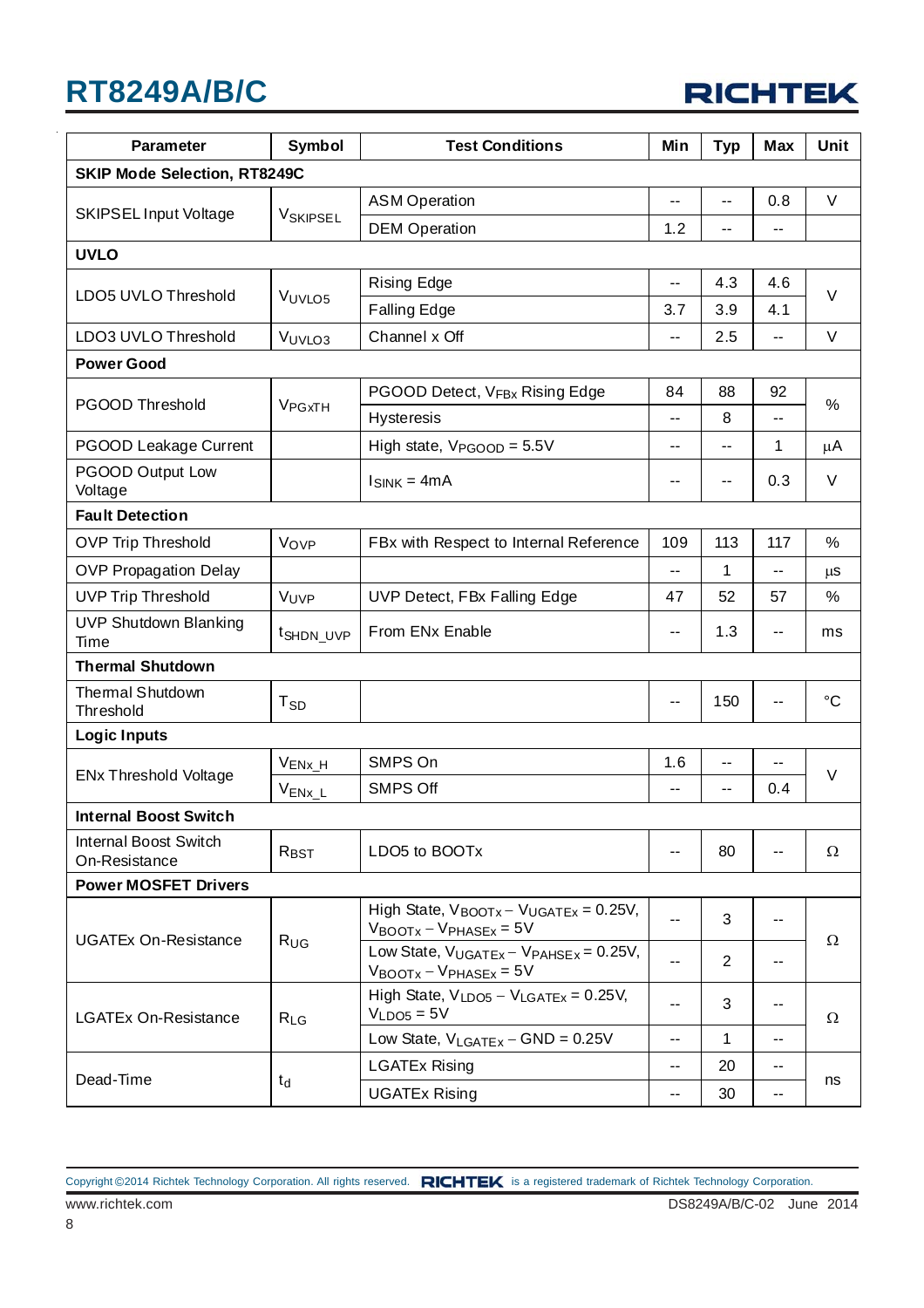| Parameter | Symbol | Test Conditions | Min | Typ | Max | Unit |
|---|---|---|---|---|---|---|
| **SKIP Mode Selection, RT8249C** | | | | | | |
| SKIPSEL Input Voltage | $V_{SKIPSEL}$ | ASM Operation | -- | -- | 0.8 | V |
| | | DEM Operation | 1.2 | -- | -- | |
| **UVLO** | | | | | | |
| LDO5 UVLO Threshold | $V_{UVLO5}$ | Rising Edge | -- | 4.3 | 4.6 | V |
| | | Falling Edge | 3.7 | 3.9 | 4.1 | |
| LDO3 UVLO Threshold | $V_{UVLO3}$ | Channel x Off | -- | 2.5 | -- | V |
| **Power Good** | | | | | | |
| PGOOD Threshold | $V_{PGxTH}$ | PGOOD Detect, $V_{FBx}$ Rising Edge | 84 | 88 | 92 | % |
| | | Hysteresis | -- | 8 | -- | |
| PGOOD Leakage Current | | High state, $V_{PGOOD}$ = 5.5V | -- | -- | 1 | μA |
| PGOOD Output Low Voltage | | $I_{SINK}$ = 4mA | -- | -- | 0.3 | V |
| **Fault Detection** | | | | | | |
| OVP Trip Threshold | $V_{OVP}$ | FBx with Respect to Internal Reference | 109 | 113 | 117 | % |
| OVP Propagation Delay | | | -- | 1 | -- | μs |
| UVP Trip Threshold | $V_{UVP}$ | UVP Detect, FBx Falling Edge | 47 | 52 | 57 | % |
| UVP Shutdown Blanking Time | $t_{SHDN\_UVP}$ | From ENx Enable | -- | 1.3 | -- | ms |
| **Thermal Shutdown** | | | | | | |
| Thermal Shutdown Threshold | $T_{SD}$ | | -- | 150 | -- | °C |
| **Logic Inputs** | | | | | | |
| ENx Threshold Voltage | $V_{ENx\_H}$ | SMPS On | 1.6 | -- | -- | V |
| | $V_{ENx\_L}$ | SMPS Off | -- | -- | 0.4 | |
| **Internal Boost Switch** | | | | | | |
| Internal Boost Switch On-Resistance | $R_{BST}$ | LDO5 to BOOTx | -- | 80 | -- | Ω |
| **Power MOSFET Drivers** | | | | | | |
| UGATEx On-Resistance | $R_{UG}$ | High State, $V_{BOOTx} - V_{UGATEx}$ = 0.25V, $V_{BOOTx} - V_{PHASEx}$ = 5V | -- | 3 | -- | Ω |
| | | Low State, $V_{UGATEx} - V_{PAHSEx}$ = 0.25V, $V_{BOOTx} - V_{PHASEx}$ = 5V | -- | 2 | -- | |
| LGATEx On-Resistance | $R_{LG}$ | High State, $V_{LDO5} - V_{LGATEx}$ = 0.25V, $V_{LDO5}$ = 5V | -- | 3 | -- | Ω |
| | | Low State, $V_{LGATEx}$ − GND = 0.25V | -- | 1 | -- | |
| Dead-Time | $t_d$ | LGATEx Rising | -- | 20 | -- | ns |
| | | UGATEx Rising | -- | 30 | -- | |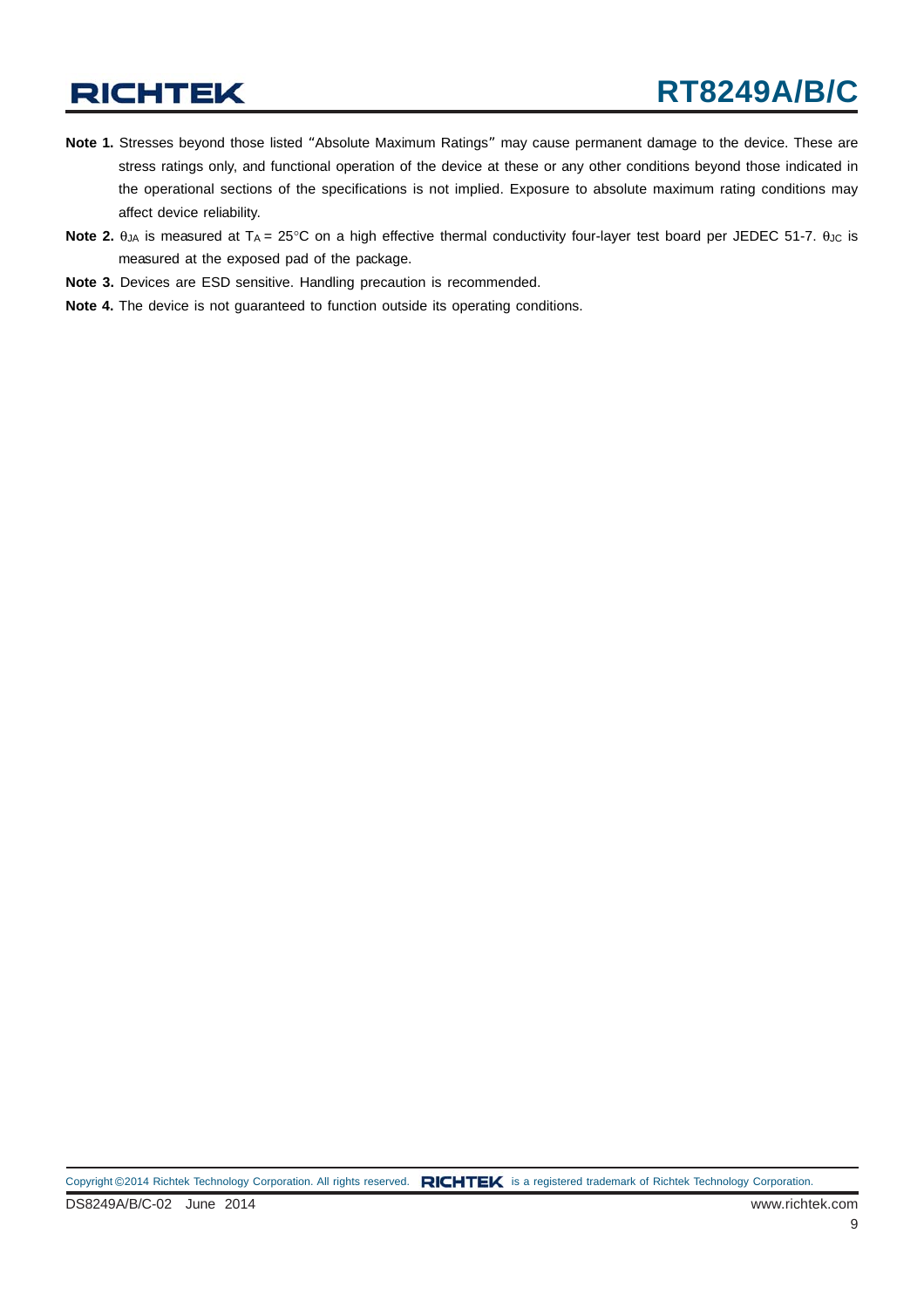**Note 1.** Stresses beyond those listed "Absolute Maximum Ratings" may cause permanent damage to the device. These are stress ratings only, and functional operation of the device at these or any other conditions beyond those indicated in the operational sections of the specifications is not implied. Exposure to absolute maximum rating conditions may affect device reliability.

**Note 2.** $\theta_{JA}$ is measured at $T_A = 25°C$ on a high effective thermal conductivity four-layer test board per JEDEC 51-7. $\theta_{JC}$ is measured at the exposed pad of the package.

**Note 3.** Devices are ESD sensitive. Handling precaution is recommended.

**Note 4.** The device is not guaranteed to function outside its operating conditions.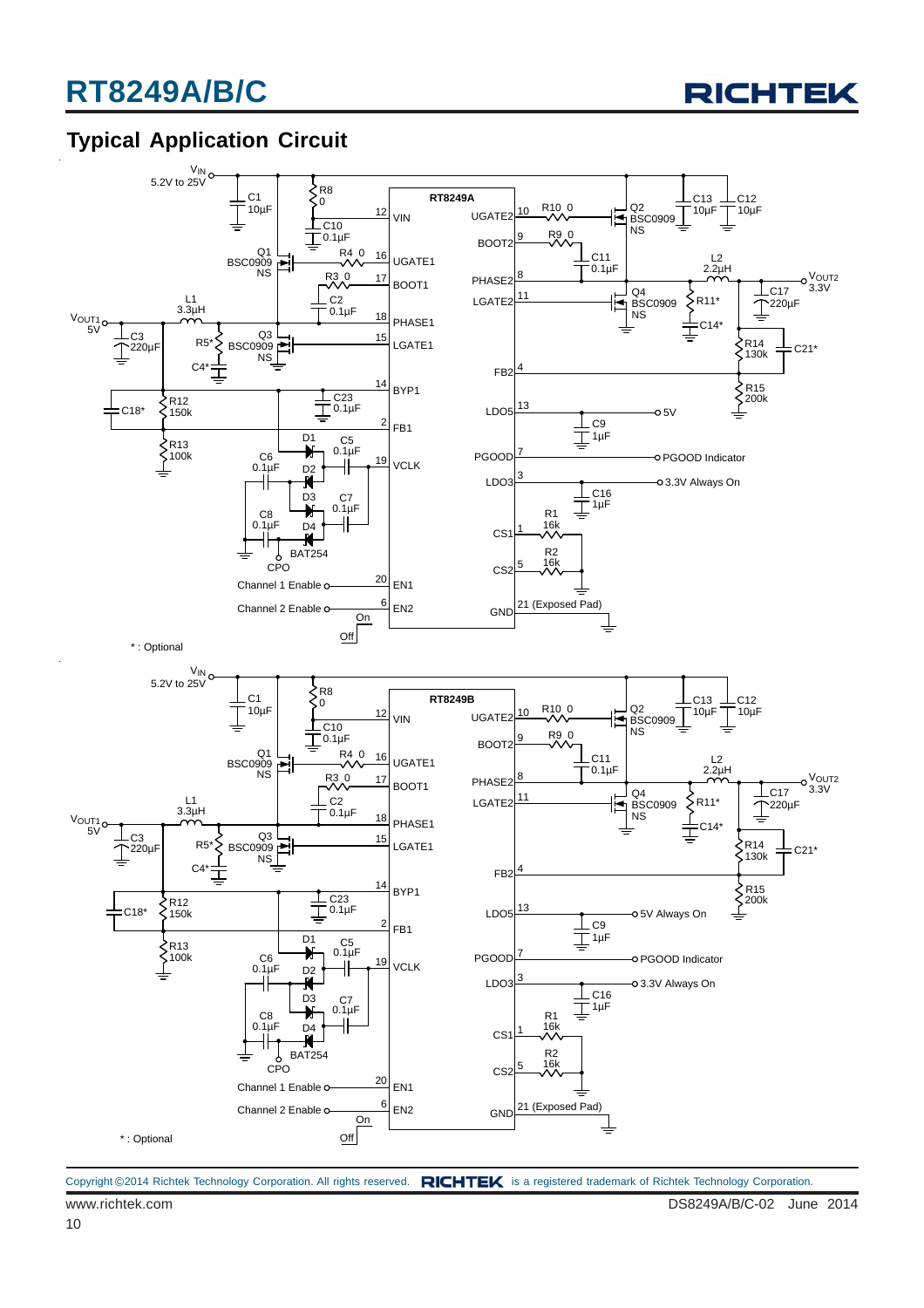## Typical Application Circuit

VIN
5.2V to 25V
C1
10µF
R8
0
C10
0.1µF
Q1
BSC0909
NS
R4 0
R3 0
C2
0.1µF
L1
3.3µH
VOUT1
5V
C3
220µF
R5*
C4*
Q3
BSC0909
NS
C23
0.1µF
C18*
R12
150k
R13
100k
D1
D2
D3
D4
C5
0.1µF
C6
0.1µF
C7
0.1µF
C8
0.1µF
BAT254
CPO
Channel 1 Enable
Channel 2 Enable
On
Off
RT8249A
12 VIN
16 UGATE1
17 BOOT1
18 PHASE1
15 LGATE1
14 BYP1
2 FB1
19 VCLK
20 EN1
6 EN2
UGATE2 10
BOOT2 9
PHASE2 8
LGATE2 11
FB2 4
LDO5 13
PGOOD 7
LDO3 3
CS1 1
CS2 5
GND 21 (Exposed Pad)
R10 0
R9 0
C11
0.1µF
Q2
BSC0909
NS
Q4
BSC0909
NS
C13
10µF
C12
10µF
L2
2.2µH
VOUT2
3.3V
R11*
C14*
C17
220µF
R14
130k
C21*
R15
200k
5V
C9
1µF
PGOOD Indicator
3.3V Always On
C16
1µF
R1
16k
R2
16k

* : Optional

VIN
5.2V to 25V
C1
10µF
R8
0
C10
0.1µF
Q1
BSC0909
NS
R4 0
R3 0
C2
0.1µF
L1
3.3µH
VOUT1
5V
C3
220µF
R5*
C4*
Q3
BSC0909
NS
C23
0.1µF
C18*
R12
150k
R13
100k
D1
D2
D3
D4
C5
0.1µF
C6
0.1µF
C7
0.1µF
C8
0.1µF
BAT254
CPO
Channel 1 Enable
Channel 2 Enable
On
Off
RT8249B
12 VIN
16 UGATE1
17 BOOT1
18 PHASE1
15 LGATE1
14 BYP1
2 FB1
19 VCLK
20 EN1
6 EN2
UGATE2 10
BOOT2 9
PHASE2 8
LGATE2 11
FB2 4
LDO5 13
PGOOD 7
LDO3 3
CS1 1
CS2 5
GND 21 (Exposed Pad)
R10 0
R9 0
C11
0.1µF
Q2
BSC0909
NS
Q4
BSC0909
NS
C13
10µF
C12
10µF
L2
2.2µH
VOUT2
3.3V
R11*
C14*
C17
220µF
R14
130k
C21*
R15
200k
5V Always On
C9
1µF
PGOOD Indicator
3.3V Always On
C16
1µF
R1
16k
R2
16k

* : Optional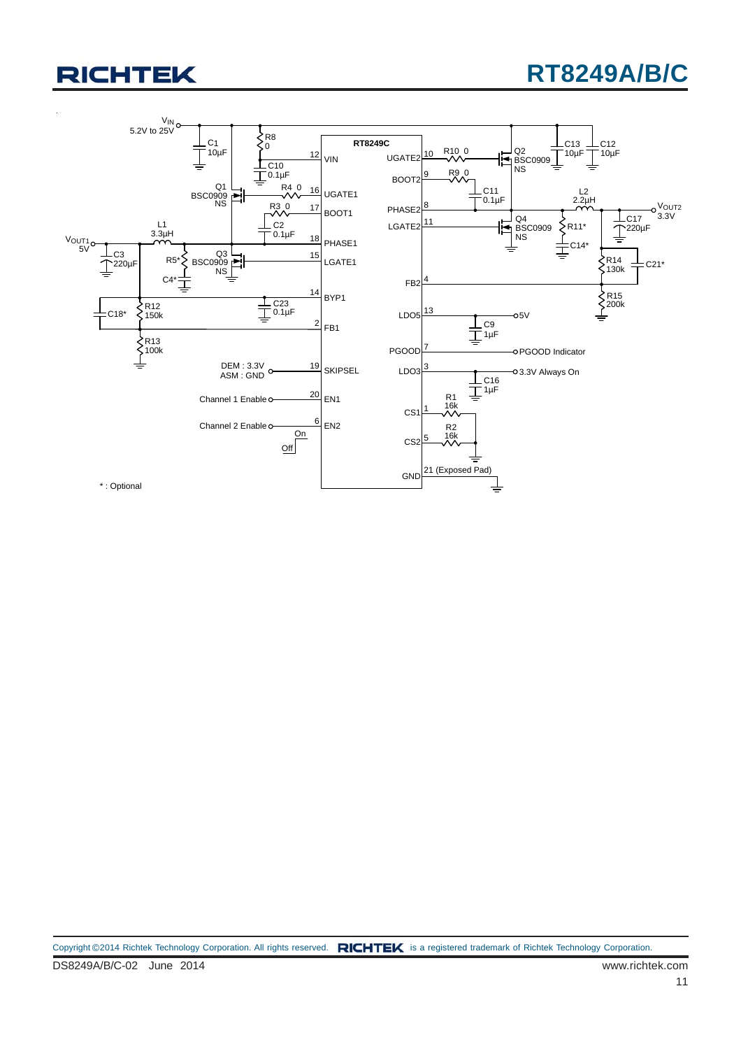$V_{IN}$
5.2V to 25V

C1
10μF

R8
0

C10
0.1μF

Q1
BSC0909
NS

R4 0

R3 0

C2
0.1μF

L1
3.3μH

$V_{OUT1}$
5V

C3
220μF

R5*

Q3
BSC0909
NS

C4*

C23
0.1μF

C18*

R12
150k

R13
100k

DEM : 3.3V
ASM : GND

Channel 1 Enable

Channel 2 Enable

On

Off

RT8249C

12 VIN
16 UGATE1
17 BOOT1
18 PHASE1
15 LGATE1
14 BYP1
2 FB1
19 SKIPSEL
20 EN1
6 EN2

UGATE2 10
BOOT2 9
PHASE2 8
LGATE2 11
FB2 4
LDO5 13
PGOOD 7
LDO3 3
CS1 1
CS2 5
GND 21 (Exposed Pad)

R10 0

R9 0

C11
0.1μF

Q2
BSC0909
NS

Q4
BSC0909
NS

C13
10μF

C12
10μF

L2
2.2μH

R11*

C14*

$V_{OUT2}$
3.3V

C17
220μF

R14
130k

C21*

R15
200k

5V

C9
1μF

PGOOD Indicator

3.3V Always On

C16
1μF

R1
16k

R2
16k

* : Optional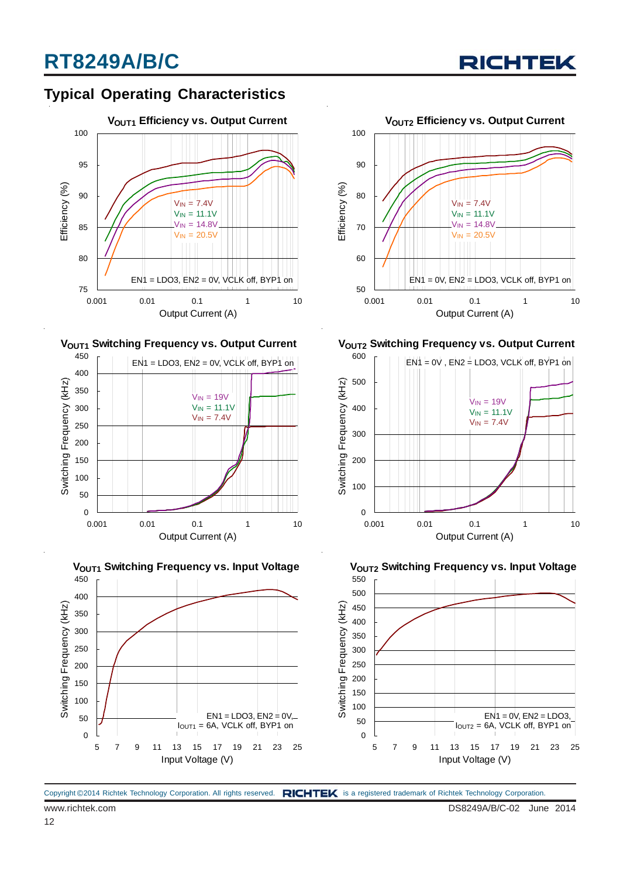## Typical Operating Characteristics

**$V_{OUT1}$ Efficiency vs. Output Current**

Efficiency (%) vs. Output Current (A)

$V_{IN}$ = 7.4V, $V_{IN}$ = 11.1V, $V_{IN}$ = 14.8V, $V_{IN}$ = 20.5V

EN1 = LDO3, EN2 = 0V, VCLK off, BYP1 on

**$V_{OUT2}$ Efficiency vs. Output Current**

Efficiency (%) vs. Output Current (A)

$V_{IN}$ = 7.4V, $V_{IN}$ = 11.1V, $V_{IN}$ = 14.8V, $V_{IN}$ = 20.5V

EN1 = 0V, EN2 = LDO3, VCLK off, BYP1 on

**$V_{OUT1}$ Switching Frequency vs. Output Current**

Switching Frequency (kHz) vs. Output Current (A)

$V_{IN}$ = 19V, $V_{IN}$ = 11.1V, $V_{IN}$ = 7.4V

EN1 = LDO3, EN2 = 0V, VCLK off, BYP1 on

**$V_{OUT2}$ Switching Frequency vs. Output Current**

Switching Frequency (kHz) vs. Output Current (A)

$V_{IN}$ = 19V, $V_{IN}$ = 11.1V, $V_{IN}$ = 7.4V

EN1 = 0V , EN2 = LDO3, VCLK off, BYP1 on

**$V_{OUT1}$ Switching Frequency vs. Input Voltage**

Switching Frequency (kHz) vs. Input Voltage (V)

EN1 = LDO3, EN2 = 0V, $I_{OUT1}$ = 6A, VCLK off, BYP1 on

**$V_{OUT2}$ Switching Frequency vs. Input Voltage**

Switching Frequency (kHz) vs. Input Voltage (V)

EN1 = 0V, EN2 = LDO3, $I_{OUT2}$ = 6A, VCLK off, BYP1 on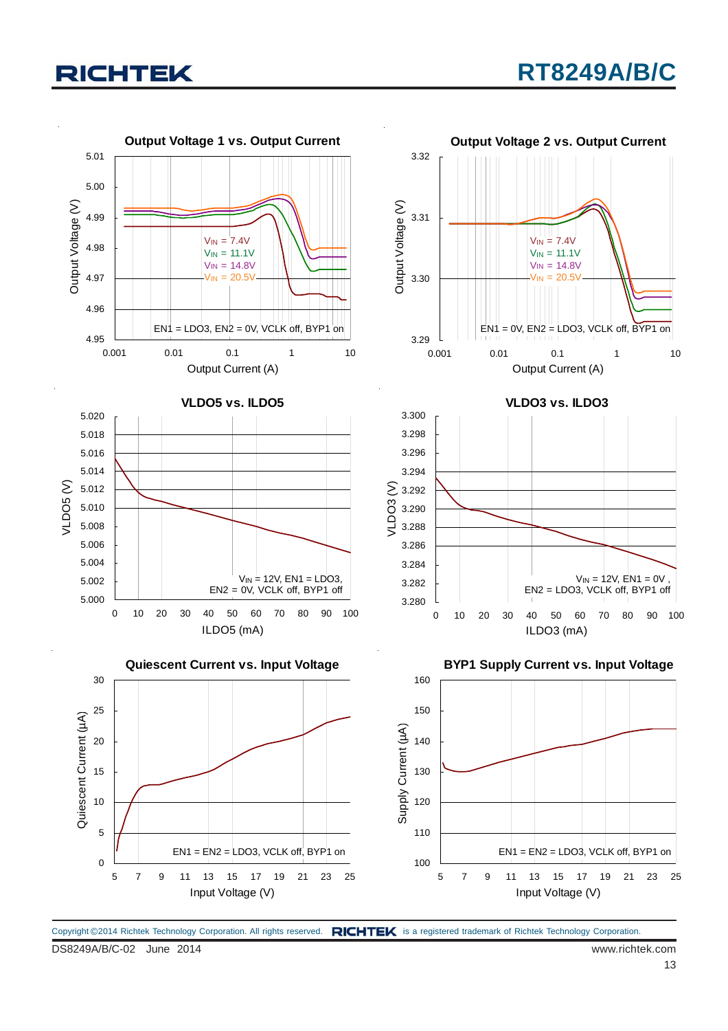**Output Voltage 1 vs. Output Current**

Output Voltage (V)

5.01
5.00
4.99
4.98
4.97
4.96
4.95

$V_{IN}$ = 7.4V
$V_{IN}$ = 11.1V
$V_{IN}$ = 14.8V
$V_{IN}$ = 20.5V

EN1 = LDO3, EN2 = 0V, VCLK off, BYP1 on

0.001 0.01 0.1 1 10

Output Current (A)

**Output Voltage 2 vs. Output Current**

Output Voltage (V)

3.32
3.31
3.30
3.29

$V_{IN}$ = 7.4V
$V_{IN}$ = 11.1V
$V_{IN}$ = 14.8V
$V_{IN}$ = 20.5V

EN1 = 0V, EN2 = LDO3, VCLK off, BYP1 on

0.001 0.01 0.1 1 10

Output Current (A)

**VLDO5 vs. ILDO5**

VLDO5 (V)

5.020
5.018
5.016
5.014
5.012
5.010
5.008
5.006
5.004
5.002
5.000

$V_{IN}$ = 12V, EN1 = LDO3,
EN2 = 0V, VCLK off, BYP1 off

0 10 20 30 40 50 60 70 80 90 100

ILDO5 (mA)

**VLDO3 vs. ILDO3**

VLDO3 (V)

3.300
3.298
3.296
3.294
3.292
3.290
3.288
3.286
3.284
3.282
3.280

$V_{IN}$ = 12V, EN1 = 0V ,
EN2 = LDO3, VCLK off, BYP1 off

0 10 20 30 40 50 60 70 80 90 100

ILDO3 (mA)

**Quiescent Current vs. Input Voltage**

Quiescent Current (μA)

30
25
20
15
10
5
0

EN1 = EN2 = LDO3, VCLK off, BYP1 on

5 7 9 11 13 15 17 19 21 23 25

Input Voltage (V)

**BYP1 Supply Current vs. Input Voltage**

Supply Current (μA)

160
150
140
130
120
110
100

EN1 = EN2 = LDO3, VCLK off, BYP1 on

5 7 9 11 13 15 17 19 21 23 25

Input Voltage (V)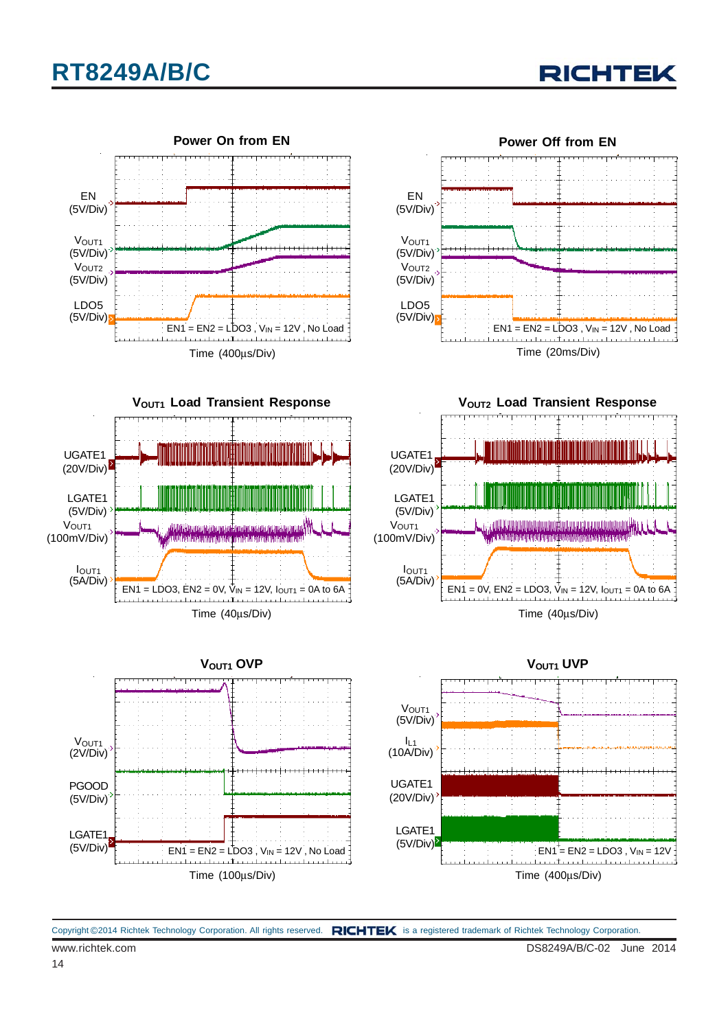### Power On from EN

EN (5V/Div)

$V_{OUT1}$ (5V/Div)

$V_{OUT2}$ (5V/Div)

LDO5 (5V/Div)

EN1 = EN2 = LDO3 , $V_{IN}$ = 12V , No Load

Time (400μs/Div)

### Power Off from EN

EN (5V/Div)

$V_{OUT1}$ (5V/Div)

$V_{OUT2}$ (5V/Div)

LDO5 (5V/Div)

EN1 = EN2 = LDO3 , $V_{IN}$ = 12V , No Load

Time (20ms/Div)

### $V_{OUT1}$ Load Transient Response

UGATE1 (20V/Div)

LGATE1 (5V/Div)

$V_{OUT1}$ (100mV/Div)

$I_{OUT1}$ (5A/Div)

EN1 = LDO3, EN2 = 0V, $V_{IN}$ = 12V, $I_{OUT1}$ = 0A to 6A

Time (40μs/Div)

### $V_{OUT2}$ Load Transient Response

UGATE1 (20V/Div)

LGATE1 (5V/Div)

$V_{OUT1}$ (100mV/Div)

$I_{OUT1}$ (5A/Div)

EN1 = 0V, EN2 = LDO3, $V_{IN}$ = 12V, $I_{OUT1}$ = 0A to 6A

Time (40μs/Div)

### $V_{OUT1}$ OVP

$V_{OUT1}$ (2V/Div)

PGOOD (5V/Div)

LGATE1 (5V/Div)

EN1 = EN2 = LDO3 , $V_{IN}$ = 12V , No Load

Time (100μs/Div)

### $V_{OUT1}$ UVP

$V_{OUT1}$ (5V/Div)

$I_{L1}$ (10A/Div)

UGATE1 (20V/Div)

LGATE1 (5V/Div)

EN1 = EN2 = LDO3 , $V_{IN}$ = 12V

Time (400μs/Div)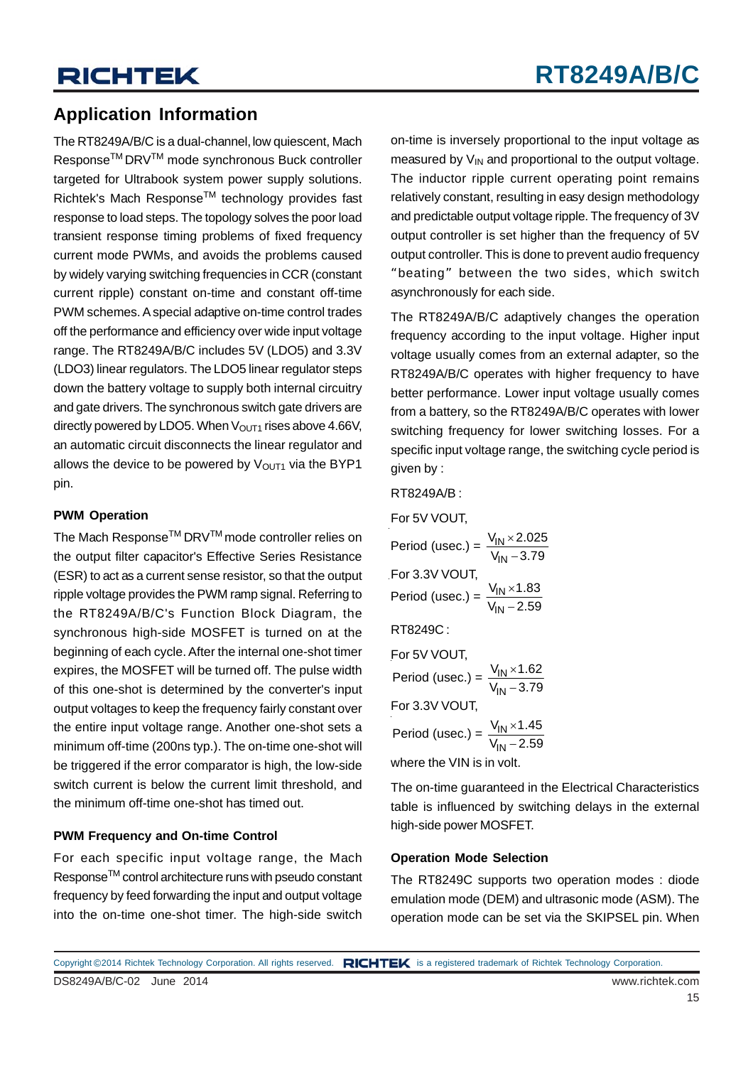## Application Information

The RT8249A/B/C is a dual-channel, low quiescent, Mach Response™ DRV™ mode synchronous Buck controller targeted for Ultrabook system power supply solutions. Richtek's Mach Response™ technology provides fast response to load steps. The topology solves the poor load transient response timing problems of fixed frequency current mode PWMs, and avoids the problems caused by widely varying switching frequencies in CCR (constant current ripple) constant on-time and constant off-time PWM schemes. A special adaptive on-time control trades off the performance and efficiency over wide input voltage range. The RT8249A/B/C includes 5V (LDO5) and 3.3V (LDO3) linear regulators. The LDO5 linear regulator steps down the battery voltage to supply both internal circuitry and gate drivers. The synchronous switch gate drivers are directly powered by LDO5. When $V_{OUT1}$ rises above 4.66V, an automatic circuit disconnects the linear regulator and allows the device to be powered by $V_{OUT1}$ via the BYP1 pin.

### PWM Operation

The Mach Response™ DRV™ mode controller relies on the output filter capacitor's Effective Series Resistance (ESR) to act as a current sense resistor, so that the output ripple voltage provides the PWM ramp signal. Referring to the RT8249A/B/C's Function Block Diagram, the synchronous high-side MOSFET is turned on at the beginning of each cycle. After the internal one-shot timer expires, the MOSFET will be turned off. The pulse width of this one-shot is determined by the converter's input output voltages to keep the frequency fairly constant over the entire input voltage range. Another one-shot sets a minimum off-time (200ns typ.). The on-time one-shot will be triggered if the error comparator is high, the low-side switch current is below the current limit threshold, and the minimum off-time one-shot has timed out.

### PWM Frequency and On-time Control

For each specific input voltage range, the Mach Response™ control architecture runs with pseudo constant frequency by feed forwarding the input and output voltage into the on-time one-shot timer. The high-side switch on-time is inversely proportional to the input voltage as measured by $V_{IN}$ and proportional to the output voltage. The inductor ripple current operating point remains relatively constant, resulting in easy design methodology and predictable output voltage ripple. The frequency of 3V output controller is set higher than the frequency of 5V output controller. This is done to prevent audio frequency "beating" between the two sides, which switch asynchronously for each side.

The RT8249A/B/C adaptively changes the operation frequency according to the input voltage. Higher input voltage usually comes from an external adapter, so the RT8249A/B/C operates with higher frequency to have better performance. Lower input voltage usually comes from a battery, so the RT8249A/B/C operates with lower switching frequency for lower switching losses. For a specific input voltage range, the switching cycle period is given by :

RT8249A/B :

For 5V VOUT,

$$\text{Period (usec.)} = \frac{V_{IN} \times 2.025}{V_{IN} - 3.79}$$

For 3.3V VOUT,

$$\text{Period (usec.)} = \frac{V_{IN} \times 1.83}{V_{IN} - 2.59}$$

RT8249C :

For 5V VOUT,

$$\text{Period (usec.)} = \frac{V_{IN} \times 1.62}{V_{IN} - 3.79}$$

For 3.3V VOUT,

$$\text{Period (usec.)} = \frac{V_{IN} \times 1.45}{V_{IN} - 2.59}$$

where the VIN is in volt.

The on-time guaranteed in the Electrical Characteristics table is influenced by switching delays in the external high-side power MOSFET.

### Operation Mode Selection

The RT8249C supports two operation modes : diode emulation mode (DEM) and ultrasonic mode (ASM). The operation mode can be set via the SKIPSEL pin. When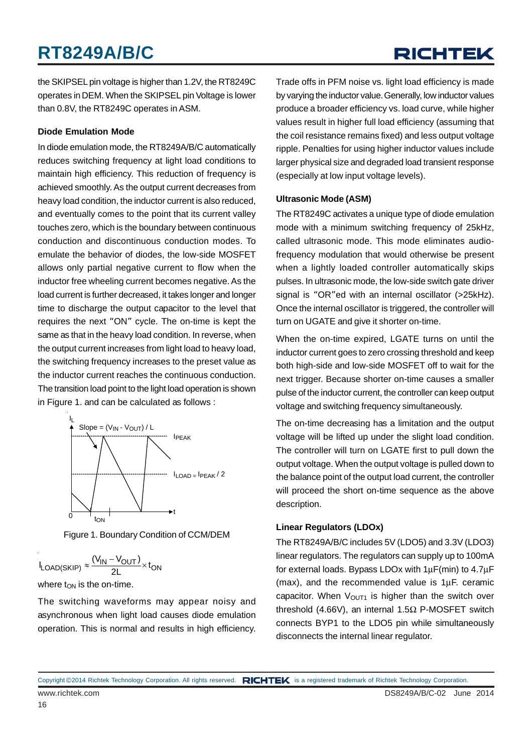the SKIPSEL pin voltage is higher than 1.2V, the RT8249C operates in DEM. When the SKIPSEL pin Voltage is lower than 0.8V, the RT8249C operates in ASM.

#### Diode Emulation Mode

In diode emulation mode, the RT8249A/B/C automatically reduces switching frequency at light load conditions to maintain high efficiency. This reduction of frequency is achieved smoothly. As the output current decreases from heavy load condition, the inductor current is also reduced, and eventually comes to the point that its current valley touches zero, which is the boundary between continuous conduction and discontinuous conduction modes. To emulate the behavior of diodes, the low-side MOSFET allows only partial negative current to flow when the inductor free wheeling current becomes negative. As the load current is further decreased, it takes longer and longer time to discharge the output capacitor to the level that requires the next "ON" cycle. The on-time is kept the same as that in the heavy load condition. In reverse, when the output current increases from light load to heavy load, the switching frequency increases to the preset value as the inductor current reaches the continuous conduction. The transition load point to the light load operation is shown in Figure 1. and can be calculated as follows :

$I_L$

Slope = $(V_{IN} - V_{OUT}) / L$

$I_{PEAK}$

$I_{LOAD} = I_{PEAK} / 2$

0

$t_{ON}$

t

Figure 1. Boundary Condition of CCM/DEM

$$I_{LOAD(SKIP)} \approx \frac{(V_{IN} - V_{OUT})}{2L} \times t_{ON}$$

where $t_{ON}$ is the on-time.

The switching waveforms may appear noisy and asynchronous when light load causes diode emulation operation. This is normal and results in high efficiency. Trade offs in PFM noise vs. light load efficiency is made by varying the inductor value. Generally, low inductor values produce a broader efficiency vs. load curve, while higher values result in higher full load efficiency (assuming that the coil resistance remains fixed) and less output voltage ripple. Penalties for using higher inductor values include larger physical size and degraded load transient response (especially at low input voltage levels).

#### Ultrasonic Mode (ASM)

The RT8249C activates a unique type of diode emulation mode with a minimum switching frequency of 25kHz, called ultrasonic mode. This mode eliminates audio-frequency modulation that would otherwise be present when a lightly loaded controller automatically skips pulses. In ultrasonic mode, the low-side switch gate driver signal is "OR"ed with an internal oscillator (>25kHz). Once the internal oscillator is triggered, the controller will turn on UGATE and give it shorter on-time.

When the on-time expired, LGATE turns on until the inductor current goes to zero crossing threshold and keep both high-side and low-side MOSFET off to wait for the next trigger. Because shorter on-time causes a smaller pulse of the inductor current, the controller can keep output voltage and switching frequency simultaneously.

The on-time decreasing has a limitation and the output voltage will be lifted up under the slight load condition. The controller will turn on LGATE first to pull down the output voltage. When the output voltage is pulled down to the balance point of the output load current, the controller will proceed the short on-time sequence as the above description.

#### Linear Regulators (LDOx)

The RT8249A/B/C includes 5V (LDO5) and 3.3V (LDO3) linear regulators. The regulators can supply up to 100mA for external loads. Bypass LDOx with 1μF(min) to 4.7μF (max), and the recommended value is 1μF. ceramic capacitor. When $V_{OUT1}$ is higher than the switch over threshold (4.66V), an internal 1.5Ω P-MOSFET switch connects BYP1 to the LDO5 pin while simultaneously disconnects the internal linear regulator.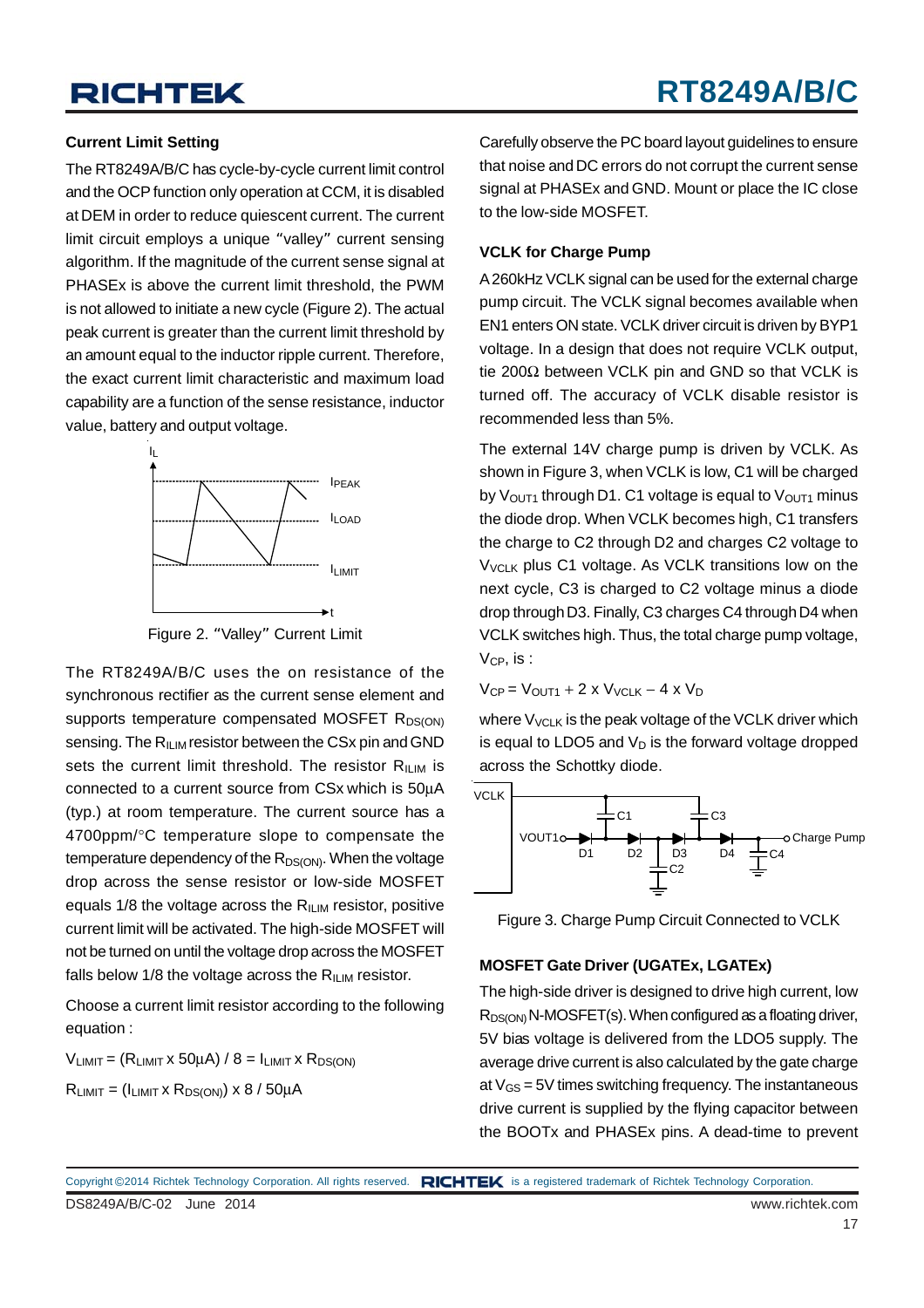### Current Limit Setting

The RT8249A/B/C has cycle-by-cycle current limit control and the OCP function only operation at CCM, it is disabled at DEM in order to reduce quiescent current. The current limit circuit employs a unique "valley" current sensing algorithm. If the magnitude of the current sense signal at PHASEx is above the current limit threshold, the PWM is not allowed to initiate a new cycle (Figure 2). The actual peak current is greater than the current limit threshold by an amount equal to the inductor ripple current. Therefore, the exact current limit characteristic and maximum load capability are a function of the sense resistance, inductor value, battery and output voltage.

$I_L$

$I_{PEAK}$

$I_{LOAD}$

$I_{LIMIT}$

t

Figure 2. "Valley" Current Limit

The RT8249A/B/C uses the on resistance of the synchronous rectifier as the current sense element and supports temperature compensated MOSFET $R_{DS(ON)}$ sensing. The $R_{ILIM}$ resistor between the CSx pin and GND sets the current limit threshold. The resistor $R_{ILIM}$ is connected to a current source from CSx which is 50μA (typ.) at room temperature. The current source has a 4700ppm/°C temperature slope to compensate the temperature dependency of the $R_{DS(ON)}$. When the voltage drop across the sense resistor or low-side MOSFET equals 1/8 the voltage across the $R_{ILIM}$ resistor, positive current limit will be activated. The high-side MOSFET will not be turned on until the voltage drop across the MOSFET falls below 1/8 the voltage across the $R_{ILIM}$ resistor.

Choose a current limit resistor according to the following equation :

$$V_{LIMIT} = (R_{LIMIT} \times 50\mu A) / 8 = I_{LIMIT} \times R_{DS(ON)}$$

$$R_{LIMIT} = (I_{LIMIT} \times R_{DS(ON)}) \times 8 / 50\mu A$$

Carefully observe the PC board layout guidelines to ensure that noise and DC errors do not corrupt the current sense signal at PHASEx and GND. Mount or place the IC close to the low-side MOSFET.

### VCLK for Charge Pump

A 260kHz VCLK signal can be used for the external charge pump circuit. The VCLK signal becomes available when EN1 enters ON state. VCLK driver circuit is driven by BYP1 voltage. In a design that does not require VCLK output, tie 200Ω between VCLK pin and GND so that VCLK is turned off. The accuracy of VCLK disable resistor is recommended less than 5%.

The external 14V charge pump is driven by VCLK. As shown in Figure 3, when VCLK is low, C1 will be charged by $V_{OUT1}$ through D1. C1 voltage is equal to $V_{OUT1}$ minus the diode drop. When VCLK becomes high, C1 transfers the charge to C2 through D2 and charges C2 voltage to $V_{VCLK}$ plus C1 voltage. As VCLK transitions low on the next cycle, C3 is charged to C2 voltage minus a diode drop through D3. Finally, C3 charges C4 through D4 when VCLK switches high. Thus, the total charge pump voltage, $V_{CP}$, is :

$$V_{CP} = V_{OUT1} + 2 \times V_{VCLK} - 4 \times V_D$$

where $V_{VCLK}$ is the peak voltage of the VCLK driver which is equal to LDO5 and $V_D$ is the forward voltage dropped across the Schottky diode.

VCLK

VOUT1

C1

C3

D1

D2

D3

D4

C2

C4

Charge Pump

Figure 3. Charge Pump Circuit Connected to VCLK

### MOSFET Gate Driver (UGATEx, LGATEx)

The high-side driver is designed to drive high current, low $R_{DS(ON)}$ N-MOSFET(s). When configured as a floating driver, 5V bias voltage is delivered from the LDO5 supply. The average drive current is also calculated by the gate charge at $V_{GS}$ = 5V times switching frequency. The instantaneous drive current is supplied by the flying capacitor between the BOOTx and PHASEx pins. A dead-time to prevent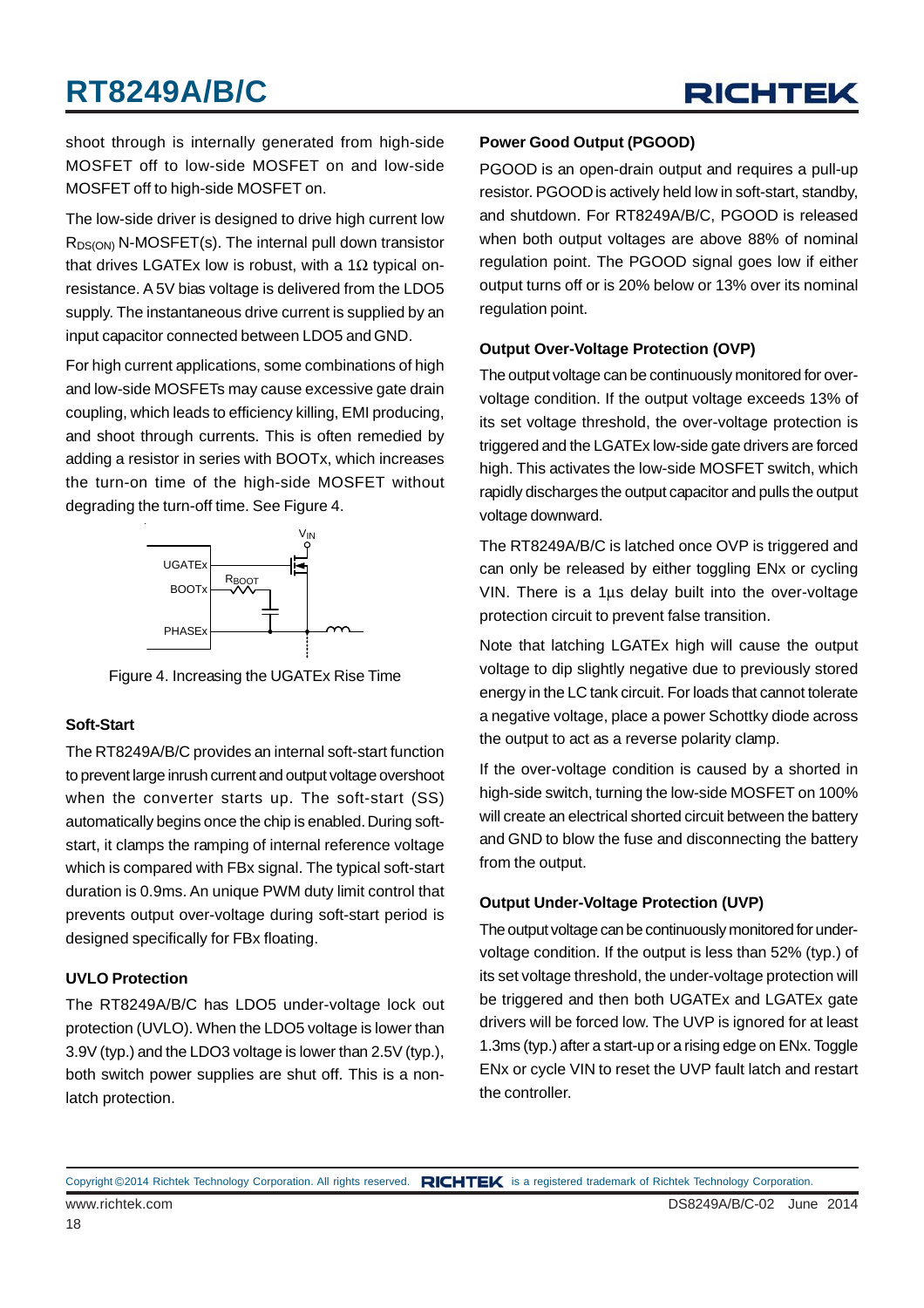shoot through is internally generated from high-side MOSFET off to low-side MOSFET on and low-side MOSFET off to high-side MOSFET on.

The low-side driver is designed to drive high current low $R_{DS(ON)}$ N-MOSFET(s). The internal pull down transistor that drives LGATEx low is robust, with a 1Ω typical on-resistance. A 5V bias voltage is delivered from the LDO5 supply. The instantaneous drive current is supplied by an input capacitor connected between LDO5 and GND.

For high current applications, some combinations of high and low-side MOSFETs may cause excessive gate drain coupling, which leads to efficiency killing, EMI producing, and shoot through currents. This is often remedied by adding a resistor in series with BOOTx, which increases the turn-on time of the high-side MOSFET without degrading the turn-off time. See Figure 4.

Figure 4. Increasing the UGATEx Rise Time

### Soft-Start

The RT8249A/B/C provides an internal soft-start function to prevent large inrush current and output voltage overshoot when the converter starts up. The soft-start (SS) automatically begins once the chip is enabled. During soft-start, it clamps the ramping of internal reference voltage which is compared with FBx signal. The typical soft-start duration is 0.9ms. An unique PWM duty limit control that prevents output over-voltage during soft-start period is designed specifically for FBx floating.

### UVLO Protection

The RT8249A/B/C has LDO5 under-voltage lock out protection (UVLO). When the LDO5 voltage is lower than 3.9V (typ.) and the LDO3 voltage is lower than 2.5V (typ.), both switch power supplies are shut off. This is a non-latch protection.

### Power Good Output (PGOOD)

PGOOD is an open-drain output and requires a pull-up resistor. PGOOD is actively held low in soft-start, standby, and shutdown. For RT8249A/B/C, PGOOD is released when both output voltages are above 88% of nominal regulation point. The PGOOD signal goes low if either output turns off or is 20% below or 13% over its nominal regulation point.

### Output Over-Voltage Protection (OVP)

The output voltage can be continuously monitored for over-voltage condition. If the output voltage exceeds 13% of its set voltage threshold, the over-voltage protection is triggered and the LGATEx low-side gate drivers are forced high. This activates the low-side MOSFET switch, which rapidly discharges the output capacitor and pulls the output voltage downward.

The RT8249A/B/C is latched once OVP is triggered and can only be released by either toggling ENx or cycling VIN. There is a 1μs delay built into the over-voltage protection circuit to prevent false transition.

Note that latching LGATEx high will cause the output voltage to dip slightly negative due to previously stored energy in the LC tank circuit. For loads that cannot tolerate a negative voltage, place a power Schottky diode across the output to act as a reverse polarity clamp.

If the over-voltage condition is caused by a shorted in high-side switch, turning the low-side MOSFET on 100% will create an electrical shorted circuit between the battery and GND to blow the fuse and disconnecting the battery from the output.

### Output Under-Voltage Protection (UVP)

The output voltage can be continuously monitored for under-voltage condition. If the output is less than 52% (typ.) of its set voltage threshold, the under-voltage protection will be triggered and then both UGATEx and LGATEx gate drivers will be forced low. The UVP is ignored for at least 1.3ms (typ.) after a start-up or a rising edge on ENx. Toggle ENx or cycle VIN to reset the UVP fault latch and restart the controller.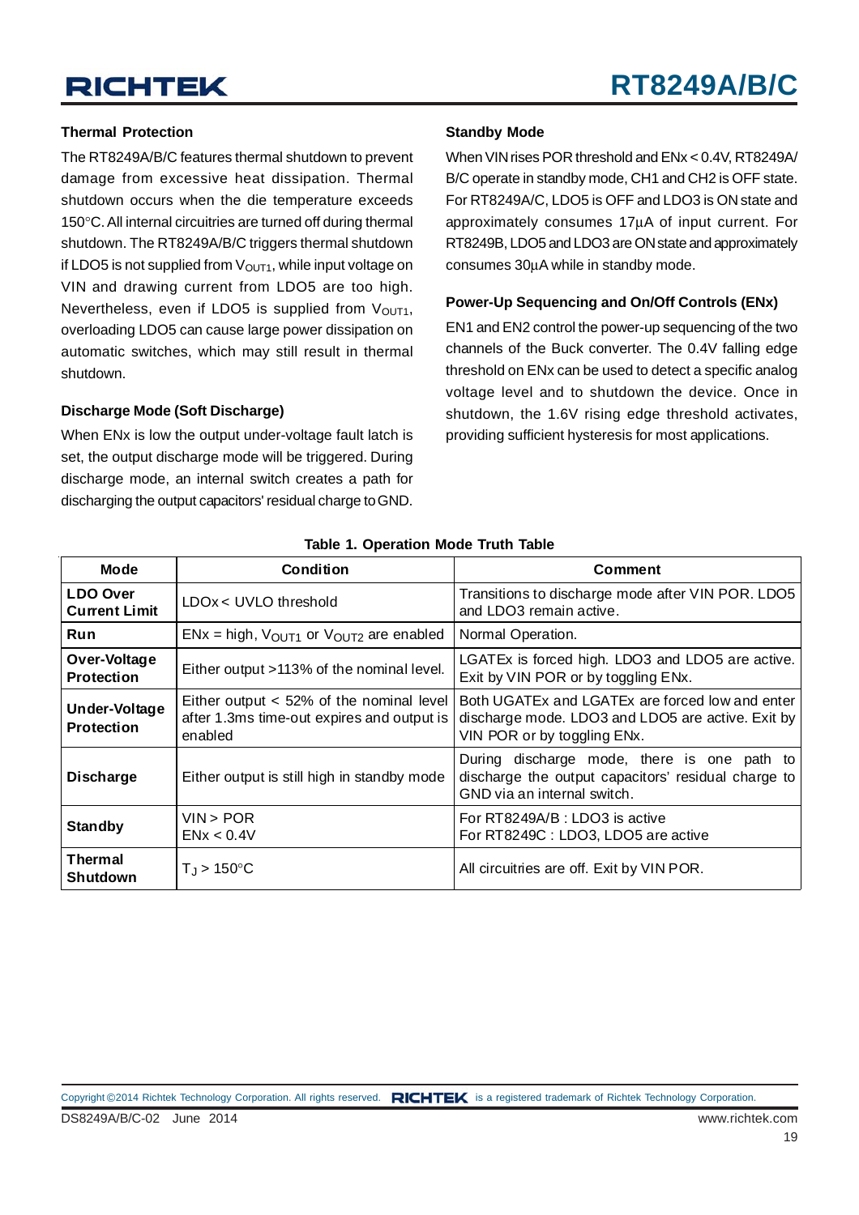### Thermal Protection

The RT8249A/B/C features thermal shutdown to prevent damage from excessive heat dissipation. Thermal shutdown occurs when the die temperature exceeds 150°C. All internal circuitries are turned off during thermal shutdown. The RT8249A/B/C triggers thermal shutdown if LDO5 is not supplied from $V_{OUT1}$, while input voltage on VIN and drawing current from LDO5 are too high. Nevertheless, even if LDO5 is supplied from $V_{OUT1}$, overloading LDO5 can cause large power dissipation on automatic switches, which may still result in thermal shutdown.

### Discharge Mode (Soft Discharge)

When ENx is low the output under-voltage fault latch is set, the output discharge mode will be triggered. During discharge mode, an internal switch creates a path for discharging the output capacitors' residual charge to GND.

### Standby Mode

When VIN rises POR threshold and ENx < 0.4V, RT8249A/B/C operate in standby mode, CH1 and CH2 is OFF state. For RT8249A/C, LDO5 is OFF and LDO3 is ON state and approximately consumes 17μA of input current. For RT8249B, LDO5 and LDO3 are ON state and approximately consumes 30μA while in standby mode.

### Power-Up Sequencing and On/Off Controls (ENx)

EN1 and EN2 control the power-up sequencing of the two channels of the Buck converter. The 0.4V falling edge threshold on ENx can be used to detect a specific analog voltage level and to shutdown the device. Once in shutdown, the 1.6V rising edge threshold activates, providing sufficient hysteresis for most applications.

**Table 1. Operation Mode Truth Table**

| Mode | Condition | Comment |
|---|---|---|
| **LDO Over Current Limit** | LDOx < UVLO threshold | Transitions to discharge mode after VIN POR. LDO5 and LDO3 remain active. |
| **Run** | ENx = high, $V_{OUT1}$ or $V_{OUT2}$ are enabled | Normal Operation. |
| **Over-Voltage Protection** | Either output >113% of the nominal level. | LGATEx is forced high. LDO3 and LDO5 are active. Exit by VIN POR or by toggling ENx. |
| **Under-Voltage Protection** | Either output < 52% of the nominal level after 1.3ms time-out expires and output is enabled | Both UGATEx and LGATEx are forced low and enter discharge mode. LDO3 and LDO5 are active. Exit by VIN POR or by toggling ENx. |
| **Discharge** | Either output is still high in standby mode | During discharge mode, there is one path to discharge the output capacitors' residual charge to GND via an internal switch. |
| **Standby** | VIN > POR<br>ENx < 0.4V | For RT8249A/B : LDO3 is active<br>For RT8249C : LDO3, LDO5 are active |
| **Thermal Shutdown** | $T_J$ > 150°C | All circuitries are off. Exit by VIN POR. |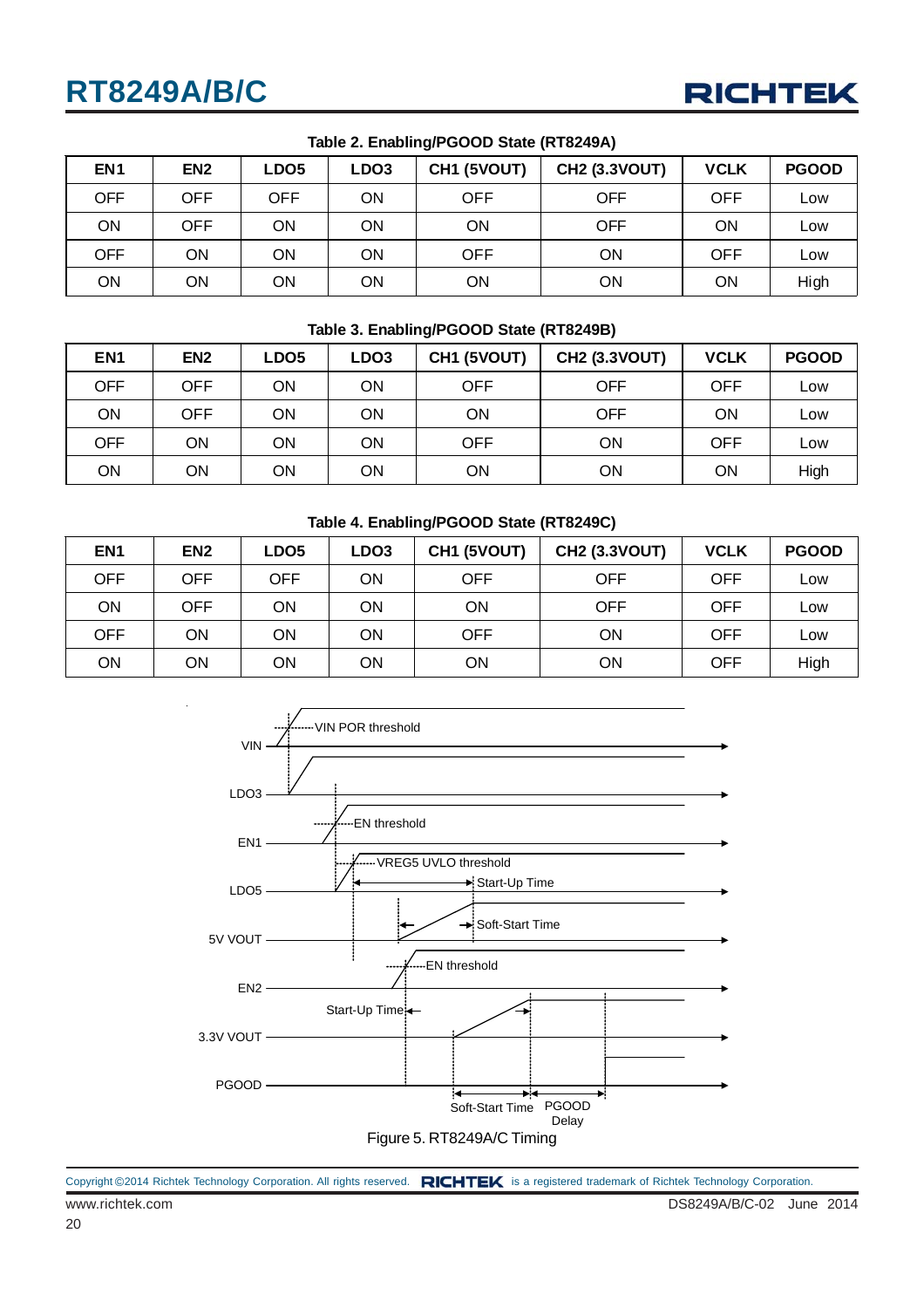**Table 2. Enabling/PGOOD State (RT8249A)**

| EN1 | EN2 | LDO5 | LDO3 | CH1 (5VOUT) | CH2 (3.3VOUT) | VCLK | PGOOD |
|---|---|---|---|---|---|---|---|
| OFF | OFF | OFF | ON | OFF | OFF | OFF | Low |
| ON | OFF | ON | ON | ON | OFF | ON | Low |
| OFF | ON | ON | ON | OFF | ON | OFF | Low |
| ON | ON | ON | ON | ON | ON | ON | High |

**Table 3. Enabling/PGOOD State (RT8249B)**

| EN1 | EN2 | LDO5 | LDO3 | CH1 (5VOUT) | CH2 (3.3VOUT) | VCLK | PGOOD |
|---|---|---|---|---|---|---|---|
| OFF | OFF | ON | ON | OFF | OFF | OFF | Low |
| ON | OFF | ON | ON | ON | OFF | ON | Low |
| OFF | ON | ON | ON | OFF | ON | OFF | Low |
| ON | ON | ON | ON | ON | ON | ON | High |

**Table 4. Enabling/PGOOD State (RT8249C)**

| EN1 | EN2 | LDO5 | LDO3 | CH1 (5VOUT) | CH2 (3.3VOUT) | VCLK | PGOOD |
|---|---|---|---|---|---|---|---|
| OFF | OFF | OFF | ON | OFF | OFF | OFF | Low |
| ON | OFF | ON | ON | ON | OFF | OFF | Low |
| OFF | ON | ON | ON | OFF | ON | OFF | Low |
| ON | ON | ON | ON | ON | ON | OFF | High |

VIN POR threshold
VIN
LDO3
EN threshold
EN1
VREG5 UVLO threshold
Start-Up Time
LDO5
Soft-Start Time
5V VOUT
EN threshold
EN2
Start-Up Time
3.3V VOUT
PGOOD
Soft-Start Time
PGOOD Delay

Figure 5. RT8249A/C Timing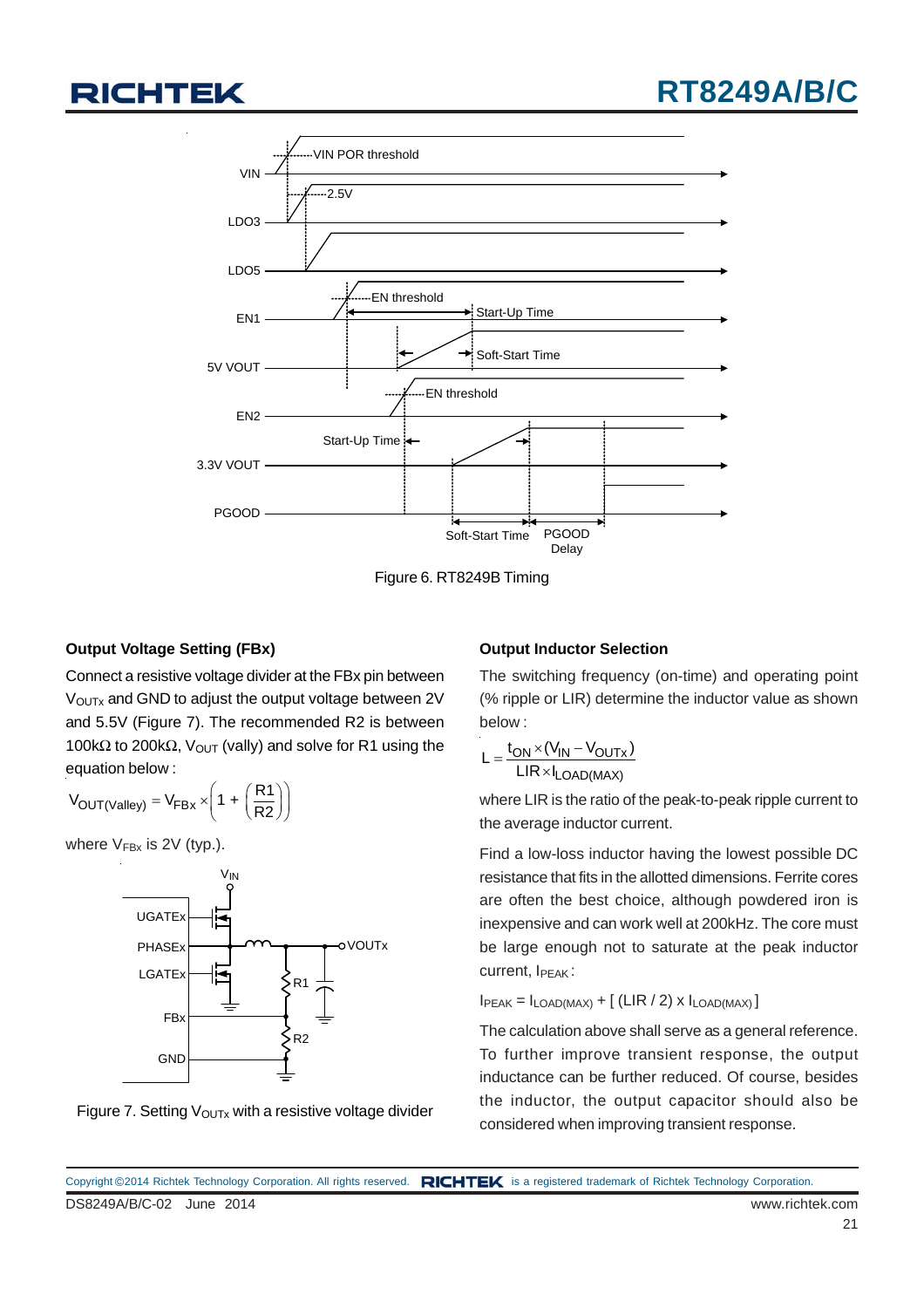VIN POR threshold

VIN

2.5V

LDO3

LDO5

EN threshold

EN1

Start-Up Time

5V VOUT

Soft-Start Time

EN threshold

EN2

Start-Up Time

3.3V VOUT

PGOOD

Soft-Start Time

PGOOD Delay

Figure 6. RT8249B Timing

### Output Voltage Setting (FBx)

Connect a resistive voltage divider at the FBx pin between $V_{OUTx}$ and GND to adjust the output voltage between 2V and 5.5V (Figure 7). The recommended R2 is between 100kΩ to 200kΩ, $V_{OUT}$ (vally) and solve for R1 using the equation below :

$$V_{OUT(Valley)} = V_{FBx} \times \left(1 + \left(\frac{R1}{R2}\right)\right)$$

where $V_{FBx}$ is 2V (typ.).

$V_{IN}$

UGATEx

PHASEx

VOUTx

LGATEx

R1

FBx

R2

GND

Figure 7. Setting $V_{OUTx}$ with a resistive voltage divider

### Output Inductor Selection

The switching frequency (on-time) and operating point (% ripple or LIR) determine the inductor value as shown below :

$$L = \frac{t_{ON} \times (V_{IN} - V_{OUTx})}{LIR \times I_{LOAD(MAX)}}$$

where LIR is the ratio of the peak-to-peak ripple current to the average inductor current.

Find a low-loss inductor having the lowest possible DC resistance that fits in the allotted dimensions. Ferrite cores are often the best choice, although powdered iron is inexpensive and can work well at 200kHz. The core must be large enough not to saturate at the peak inductor current, $I_{PEAK}$ :

$$I_{PEAK} = I_{LOAD(MAX)} + [ (LIR / 2) \times I_{LOAD(MAX)} ]$$

The calculation above shall serve as a general reference. To further improve transient response, the output inductance can be further reduced. Of course, besides the inductor, the output capacitor should also be considered when improving transient response.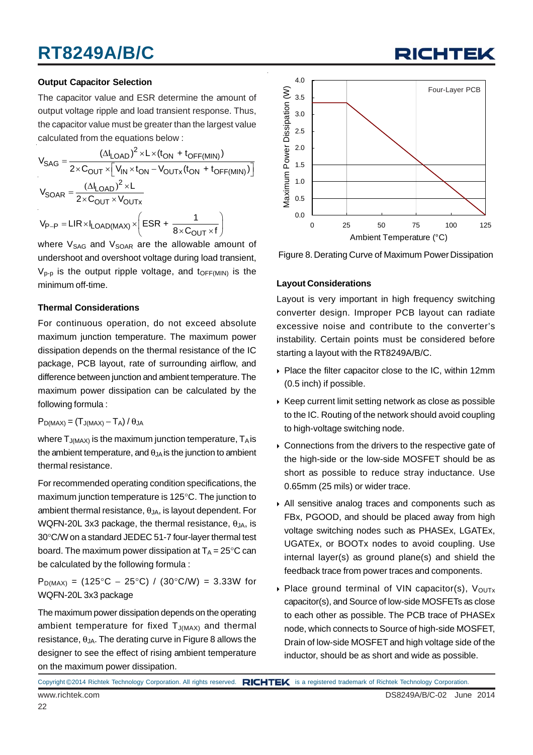### Output Capacitor Selection

The capacitor value and ESR determine the amount of output voltage ripple and load transient response. Thus, the capacitor value must be greater than the largest value calculated from the equations below :

$$V_{SAG} = \frac{(\Delta I_{LOAD})^2 \times L \times (t_{ON} + t_{OFF(MIN)})}{2 \times C_{OUT} \times \left[ V_{IN} \times t_{ON} - V_{OUTx}(t_{ON} + t_{OFF(MIN)}) \right]}$$

$$V_{SOAR} = \frac{(\Delta I_{LOAD})^2 \times L}{2 \times C_{OUT} \times V_{OUTx}}$$

$$V_{P-P} = LIR \times I_{LOAD(MAX)} \times \left( ESR + \frac{1}{8 \times C_{OUT} \times f} \right)$$

where $V_{SAG}$ and $V_{SOAR}$ are the allowable amount of undershoot and overshoot voltage during load transient, $V_{p-p}$ is the output ripple voltage, and $t_{OFF(MIN)}$ is the minimum off-time.

### Thermal Considerations

For continuous operation, do not exceed absolute maximum junction temperature. The maximum power dissipation depends on the thermal resistance of the IC package, PCB layout, rate of surrounding airflow, and difference between junction and ambient temperature. The maximum power dissipation can be calculated by the following formula :

$P_{D(MAX)} = (T_{J(MAX)} - T_A) / \theta_{JA}$

where $T_{J(MAX)}$ is the maximum junction temperature, $T_A$ is the ambient temperature, and $\theta_{JA}$ is the junction to ambient thermal resistance.

For recommended operating condition specifications, the maximum junction temperature is 125°C. The junction to ambient thermal resistance, $\theta_{JA}$, is layout dependent. For WQFN-20L 3x3 package, the thermal resistance, $\theta_{JA}$, is 30°C/W on a standard JEDEC 51-7 four-layer thermal test board. The maximum power dissipation at $T_A$ = 25°C can be calculated by the following formula :

$P_{D(MAX)}$ = (125°C − 25°C) / (30°C/W) = 3.33W for WQFN-20L 3x3 package

The maximum power dissipation depends on the operating ambient temperature for fixed $T_{J(MAX)}$ and thermal resistance, $\theta_{JA}$. The derating curve in Figure 8 allows the designer to see the effect of rising ambient temperature on the maximum power dissipation.

Four-Layer PCB
Maximum Power Dissipation (W)
4.0
3.5
3.0
2.5
2.0
1.5
1.0
0.5
0.0
0
25
50
75
100
125
Ambient Temperature (°C)

Figure 8. Derating Curve of Maximum Power Dissipation

### Layout Considerations

Layout is very important in high frequency switching converter design. Improper PCB layout can radiate excessive noise and contribute to the converter's instability. Certain points must be considered before starting a layout with the RT8249A/B/C.

- Place the filter capacitor close to the IC, within 12mm (0.5 inch) if possible.
- Keep current limit setting network as close as possible to the IC. Routing of the network should avoid coupling to high-voltage switching node.
- Connections from the drivers to the respective gate of the high-side or the low-side MOSFET should be as short as possible to reduce stray inductance. Use 0.65mm (25 mils) or wider trace.
- All sensitive analog traces and components such as FBx, PGOOD, and should be placed away from high voltage switching nodes such as PHASEx, LGATEx, UGATEx, or BOOTx nodes to avoid coupling. Use internal layer(s) as ground plane(s) and shield the feedback trace from power traces and components.
- Place ground terminal of VIN capacitor(s), $V_{OUTx}$ capacitor(s), and Source of low-side MOSFETs as close to each other as possible. The PCB trace of PHASEx node, which connects to Source of high-side MOSFET, Drain of low-side MOSFET and high voltage side of the inductor, should be as short and wide as possible.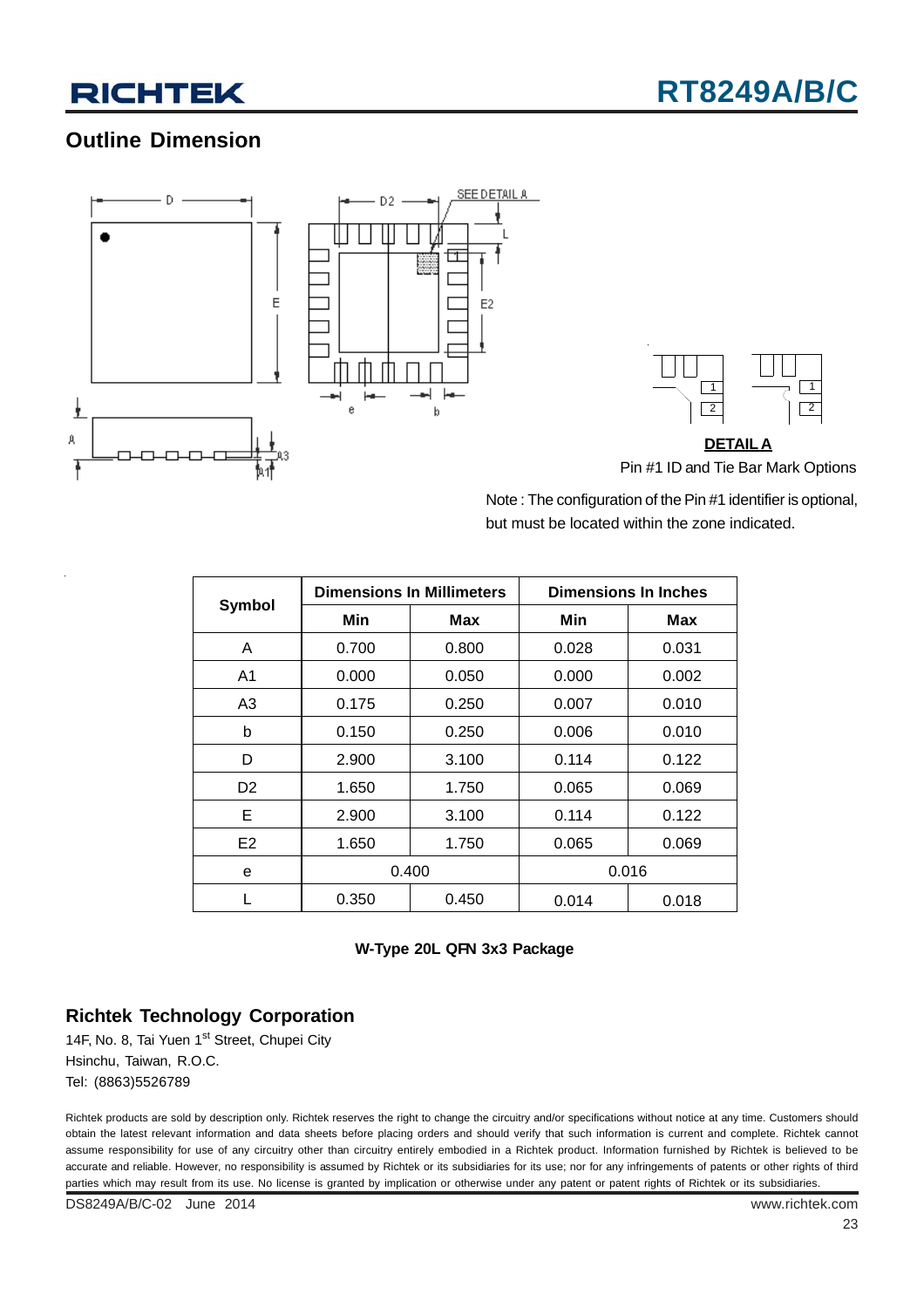## Outline Dimension

D

D2

SEE DETAIL A

L

E

E2

e

b

A

A3

A1

1

2

1

2

**DETAIL A**

Pin #1 ID and Tie Bar Mark Options

Note : The configuration of the Pin #1 identifier is optional, but must be located within the zone indicated.

| Symbol | Dimensions In Millimeters | | Dimensions In Inches | |
|---|---|---|---|---|
| | Min | Max | Min | Max |
| A | 0.700 | 0.800 | 0.028 | 0.031 |
| A1 | 0.000 | 0.050 | 0.000 | 0.002 |
| A3 | 0.175 | 0.250 | 0.007 | 0.010 |
| b | 0.150 | 0.250 | 0.006 | 0.010 |
| D | 2.900 | 3.100 | 0.114 | 0.122 |
| D2 | 1.650 | 1.750 | 0.065 | 0.069 |
| E | 2.900 | 3.100 | 0.114 | 0.122 |
| E2 | 1.650 | 1.750 | 0.065 | 0.069 |
| e | 0.400 | | 0.016 | |
| L | 0.350 | 0.450 | 0.014 | 0.018 |

**W-Type 20L QFN 3x3 Package**

## Richtek Technology Corporation

14F, No. 8, Tai Yuen 1st Street, Chupei City
Hsinchu, Taiwan, R.O.C.
Tel: (8863)5526789

Richtek products are sold by description only. Richtek reserves the right to change the circuitry and/or specifications without notice at any time. Customers should obtain the latest relevant information and data sheets before placing orders and should verify that such information is current and complete. Richtek cannot assume responsibility for use of any circuitry other than circuitry entirely embodied in a Richtek product. Information furnished by Richtek is believed to be accurate and reliable. However, no responsibility is assumed by Richtek or its subsidiaries for its use; nor for any infringements of patents or other rights of third parties which may result from its use. No license is granted by implication or otherwise under any patent or patent rights of Richtek or its subsidiaries.